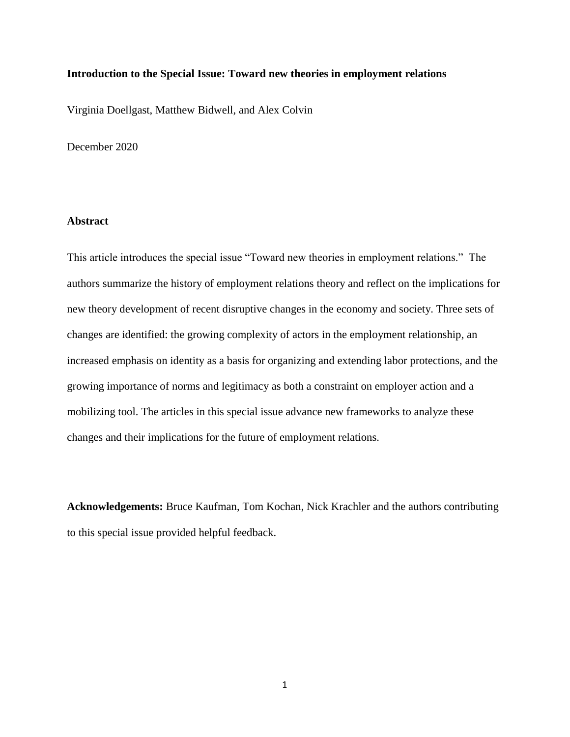**Introduction to the Special Issue: Toward new theories in employment relations**

Virginia Doellgast, Matthew Bidwell, and Alex Colvin

December 2020

**Abstract**

This article introduces the special issue "Toward new theories in employment relations." The authors summarize the history of employment relations theory and reflect on the implications for new theory development of recent disruptive changes in the economy and society. Three sets of changes are identified: the growing complexity of actors in the employment relationship, an increased emphasis on identity as a basis for organizing and extending labor protections, and the growing importance of norms and legitimacy as both a constraint on employer action and a mobilizing tool. The articles in this special issue advance new frameworks to analyze these changes and their implications for the future of employment relations.

**Acknowledgements:** Bruce Kaufman, Tom Kochan, Nick Krachler and the authors contributing to this special issue provided helpful feedback.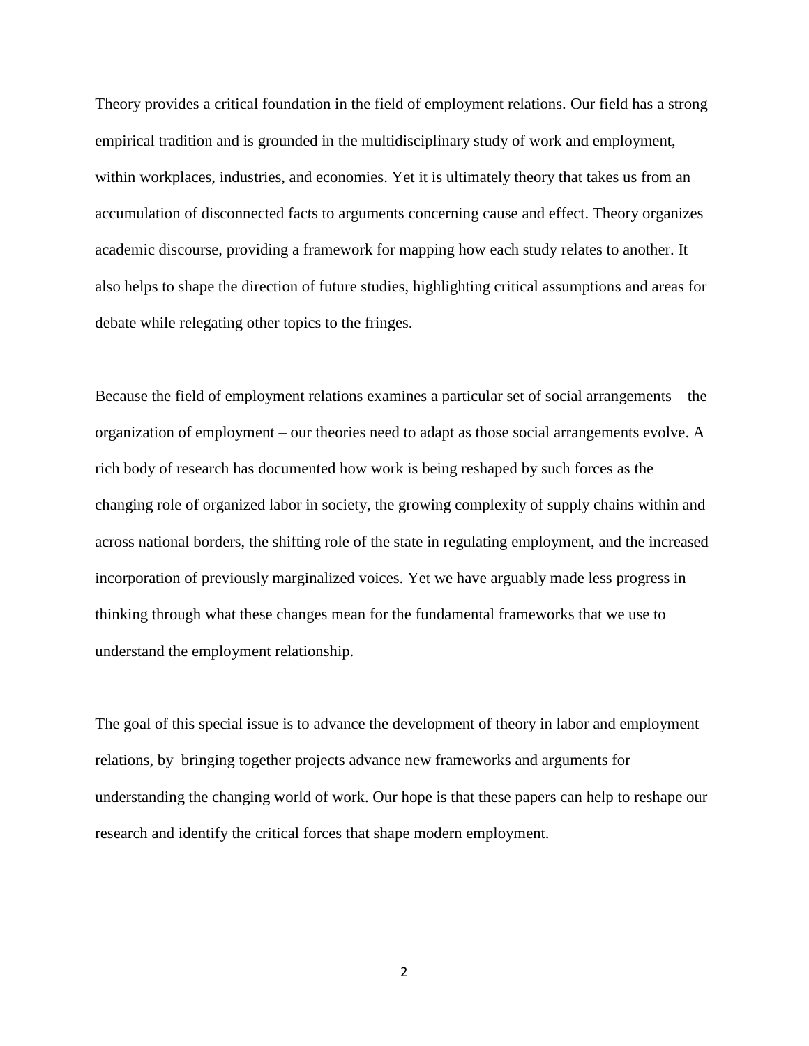Theory provides a critical foundation in the field of employment relations. Our field has a strong empirical tradition and is grounded in the multidisciplinary study of work and employment, within workplaces, industries, and economies. Yet it is ultimately theory that takes us from an accumulation of disconnected facts to arguments concerning cause and effect. Theory organizes academic discourse, providing a framework for mapping how each study relates to another. It also helps to shape the direction of future studies, highlighting critical assumptions and areas for debate while relegating other topics to the fringes.

Because the field of employment relations examines a particular set of social arrangements – the organization of employment – our theories need to adapt as those social arrangements evolve. A rich body of research has documented how work is being reshaped by such forces as the changing role of organized labor in society, the growing complexity of supply chains within and across national borders, the shifting role of the state in regulating employment, and the increased incorporation of previously marginalized voices. Yet we have arguably made less progress in thinking through what these changes mean for the fundamental frameworks that we use to understand the employment relationship.

The goal of this special issue is to advance the development of theory in labor and employment relations, by  bringing together projects advance new frameworks and arguments for understanding the changing world of work. Our hope is that these papers can help to reshape our research and identify the critical forces that shape modern employment.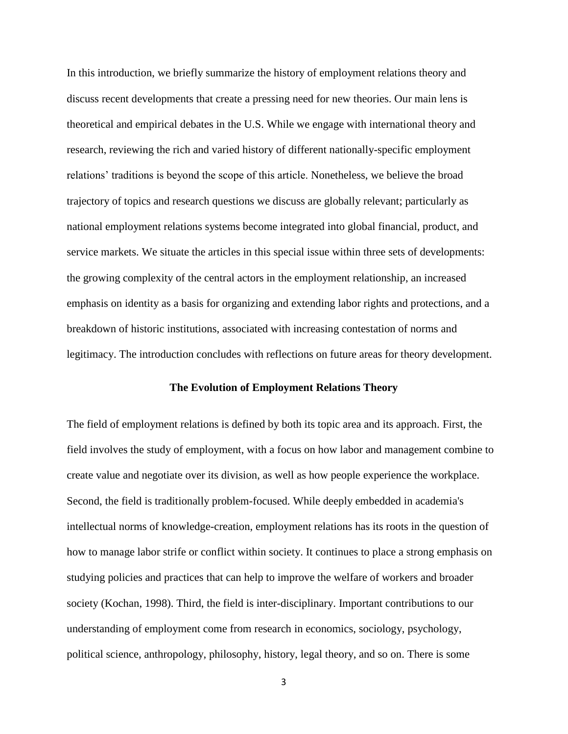In this introduction, we briefly summarize the history of employment relations theory and discuss recent developments that create a pressing need for new theories. Our main lens is theoretical and empirical debates in the U.S. While we engage with international theory and research, reviewing the rich and varied history of different nationally-specific employment relations' traditions is beyond the scope of this article. Nonetheless, we believe the broad trajectory of topics and research questions we discuss are globally relevant; particularly as national employment relations systems become integrated into global financial, product, and service markets. We situate the articles in this special issue within three sets of developments: the growing complexity of the central actors in the employment relationship, an increased emphasis on identity as a basis for organizing and extending labor rights and protections, and a breakdown of historic institutions, associated with increasing contestation of norms and legitimacy. The introduction concludes with reflections on future areas for theory development.

## The Evolution of Employment Relations Theory

The field of employment relations is defined by both its topic area and its approach. First, the field involves the study of employment, with a focus on how labor and management combine to create value and negotiate over its division, as well as how people experience the workplace. Second, the field is traditionally problem-focused. While deeply embedded in academia's intellectual norms of knowledge-creation, employment relations has its roots in the question of how to manage labor strife or conflict within society. It continues to place a strong emphasis on studying policies and practices that can help to improve the welfare of workers and broader society (Kochan, 1998). Third, the field is inter-disciplinary. Important contributions to our understanding of employment come from research in economics, sociology, psychology, political science, anthropology, philosophy, history, legal theory, and so on. There is some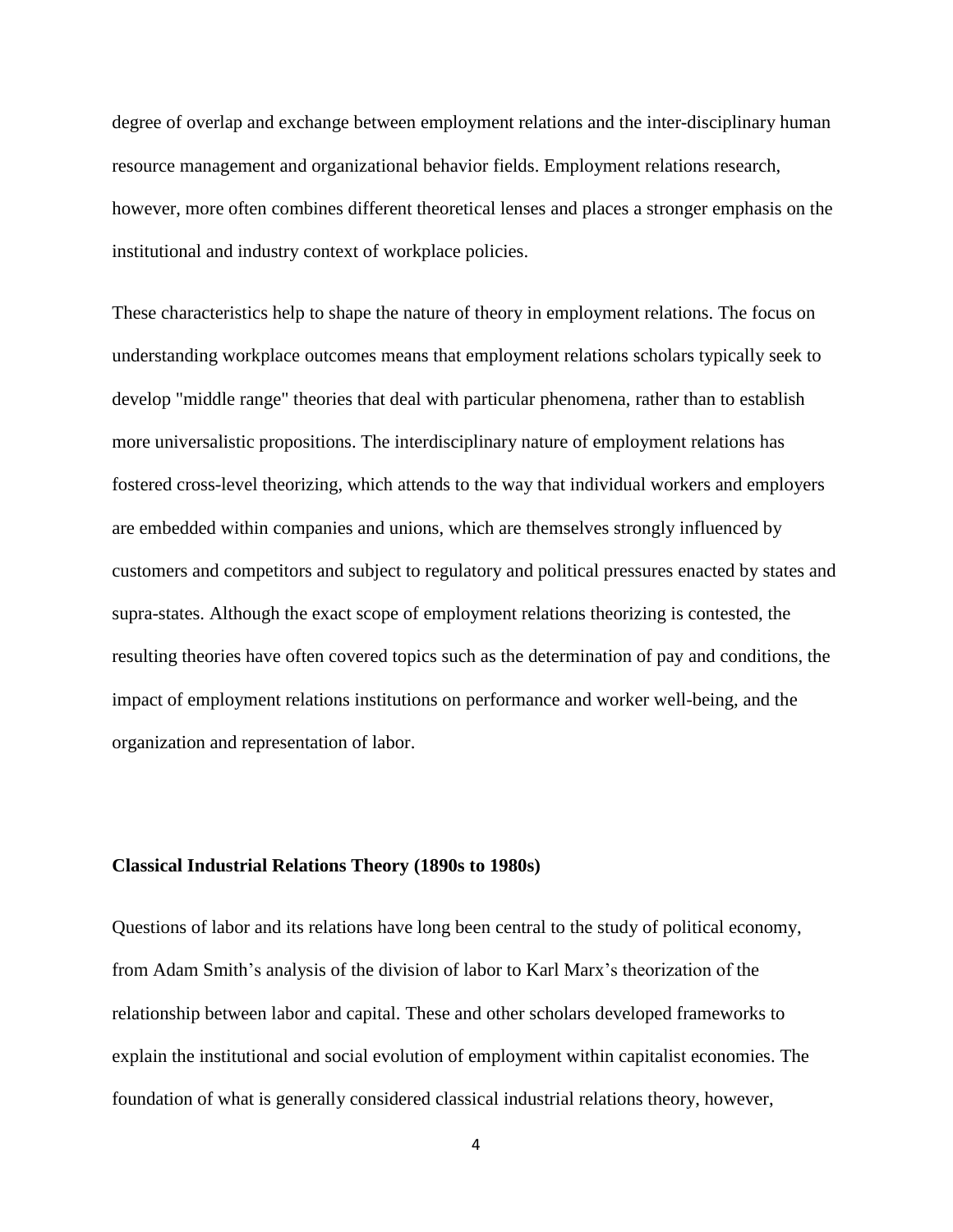degree of overlap and exchange between employment relations and the inter-disciplinary human resource management and organizational behavior fields. Employment relations research, however, more often combines different theoretical lenses and places a stronger emphasis on the institutional and industry context of workplace policies.

These characteristics help to shape the nature of theory in employment relations. The focus on understanding workplace outcomes means that employment relations scholars typically seek to develop "middle range" theories that deal with particular phenomena, rather than to establish more universalistic propositions. The interdisciplinary nature of employment relations has fostered cross-level theorizing, which attends to the way that individual workers and employers are embedded within companies and unions, which are themselves strongly influenced by customers and competitors and subject to regulatory and political pressures enacted by states and supra-states. Although the exact scope of employment relations theorizing is contested, the resulting theories have often covered topics such as the determination of pay and conditions, the impact of employment relations institutions on performance and worker well-being, and the organization and representation of labor.

## Classical Industrial Relations Theory (1890s to 1980s)

Questions of labor and its relations have long been central to the study of political economy, from Adam Smith's analysis of the division of labor to Karl Marx's theorization of the relationship between labor and capital. These and other scholars developed frameworks to explain the institutional and social evolution of employment within capitalist economies. The foundation of what is generally considered classical industrial relations theory, however,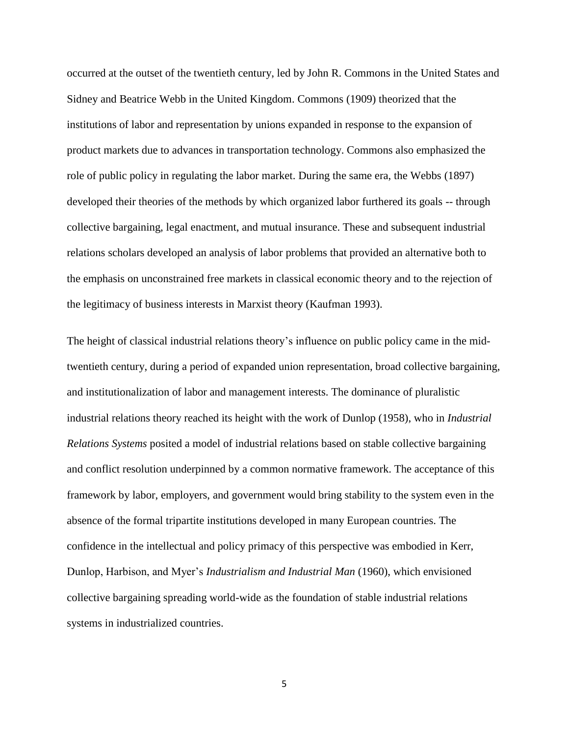occurred at the outset of the twentieth century, led by John R. Commons in the United States and Sidney and Beatrice Webb in the United Kingdom. Commons (1909) theorized that the institutions of labor and representation by unions expanded in response to the expansion of product markets due to advances in transportation technology. Commons also emphasized the role of public policy in regulating the labor market. During the same era, the Webbs (1897) developed their theories of the methods by which organized labor furthered its goals -- through collective bargaining, legal enactment, and mutual insurance. These and subsequent industrial relations scholars developed an analysis of labor problems that provided an alternative both to the emphasis on unconstrained free markets in classical economic theory and to the rejection of the legitimacy of business interests in Marxist theory (Kaufman 1993).

The height of classical industrial relations theory's influence on public policy came in the mid-twentieth century, during a period of expanded union representation, broad collective bargaining, and institutionalization of labor and management interests. The dominance of pluralistic industrial relations theory reached its height with the work of Dunlop (1958), who in *Industrial Relations Systems* posited a model of industrial relations based on stable collective bargaining and conflict resolution underpinned by a common normative framework. The acceptance of this framework by labor, employers, and government would bring stability to the system even in the absence of the formal tripartite institutions developed in many European countries. The confidence in the intellectual and policy primacy of this perspective was embodied in Kerr, Dunlop, Harbison, and Myer's *Industrialism and Industrial Man* (1960), which envisioned collective bargaining spreading world-wide as the foundation of stable industrial relations systems in industrialized countries.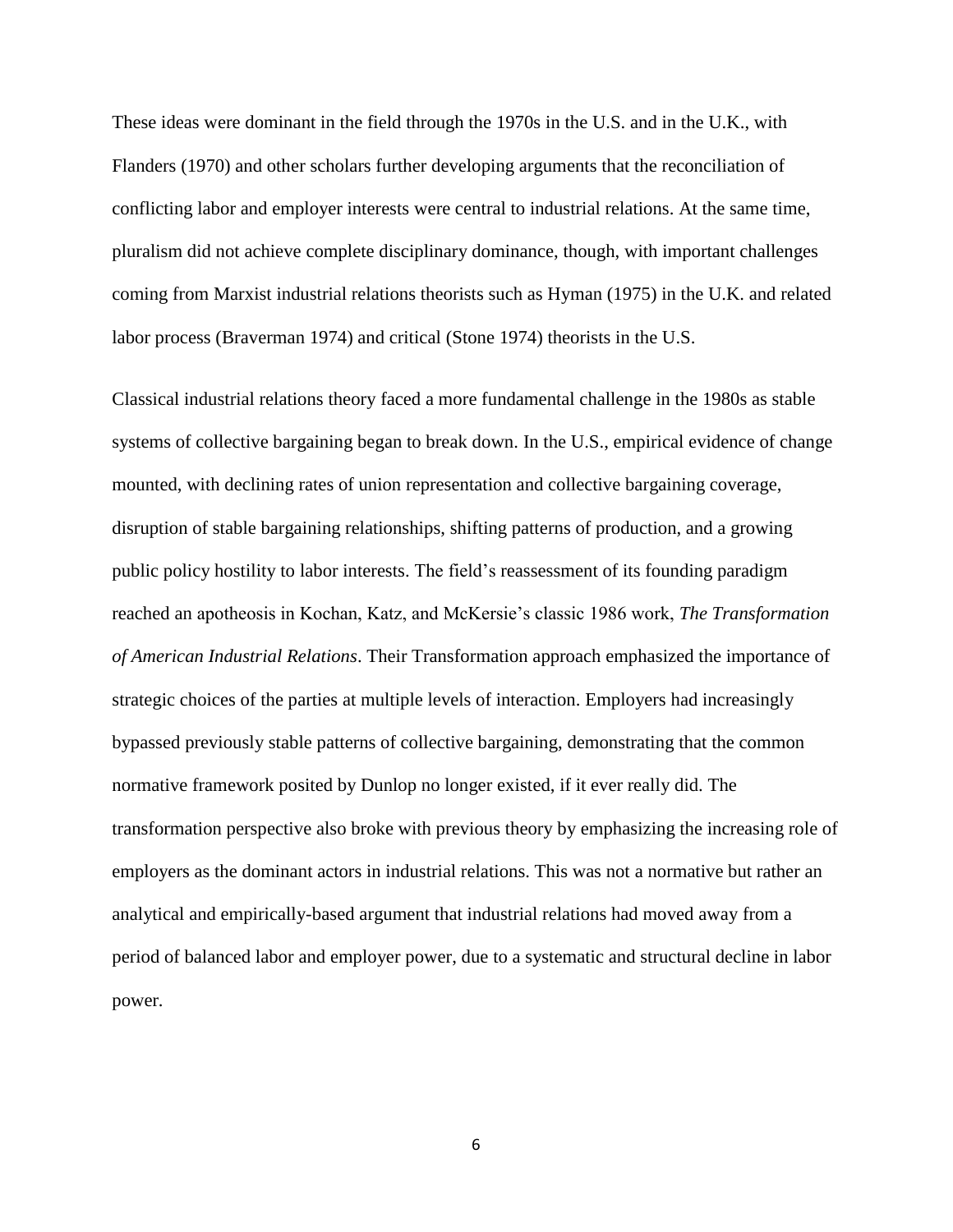These ideas were dominant in the field through the 1970s in the U.S. and in the U.K., with Flanders (1970) and other scholars further developing arguments that the reconciliation of conflicting labor and employer interests were central to industrial relations. At the same time, pluralism did not achieve complete disciplinary dominance, though, with important challenges coming from Marxist industrial relations theorists such as Hyman (1975) in the U.K. and related labor process (Braverman 1974) and critical (Stone 1974) theorists in the U.S.

Classical industrial relations theory faced a more fundamental challenge in the 1980s as stable systems of collective bargaining began to break down. In the U.S., empirical evidence of change mounted, with declining rates of union representation and collective bargaining coverage, disruption of stable bargaining relationships, shifting patterns of production, and a growing public policy hostility to labor interests. The field's reassessment of its founding paradigm reached an apotheosis in Kochan, Katz, and McKersie's classic 1986 work, *The Transformation of American Industrial Relations*. Their Transformation approach emphasized the importance of strategic choices of the parties at multiple levels of interaction. Employers had increasingly bypassed previously stable patterns of collective bargaining, demonstrating that the common normative framework posited by Dunlop no longer existed, if it ever really did. The transformation perspective also broke with previous theory by emphasizing the increasing role of employers as the dominant actors in industrial relations. This was not a normative but rather an analytical and empirically-based argument that industrial relations had moved away from a period of balanced labor and employer power, due to a systematic and structural decline in labor power.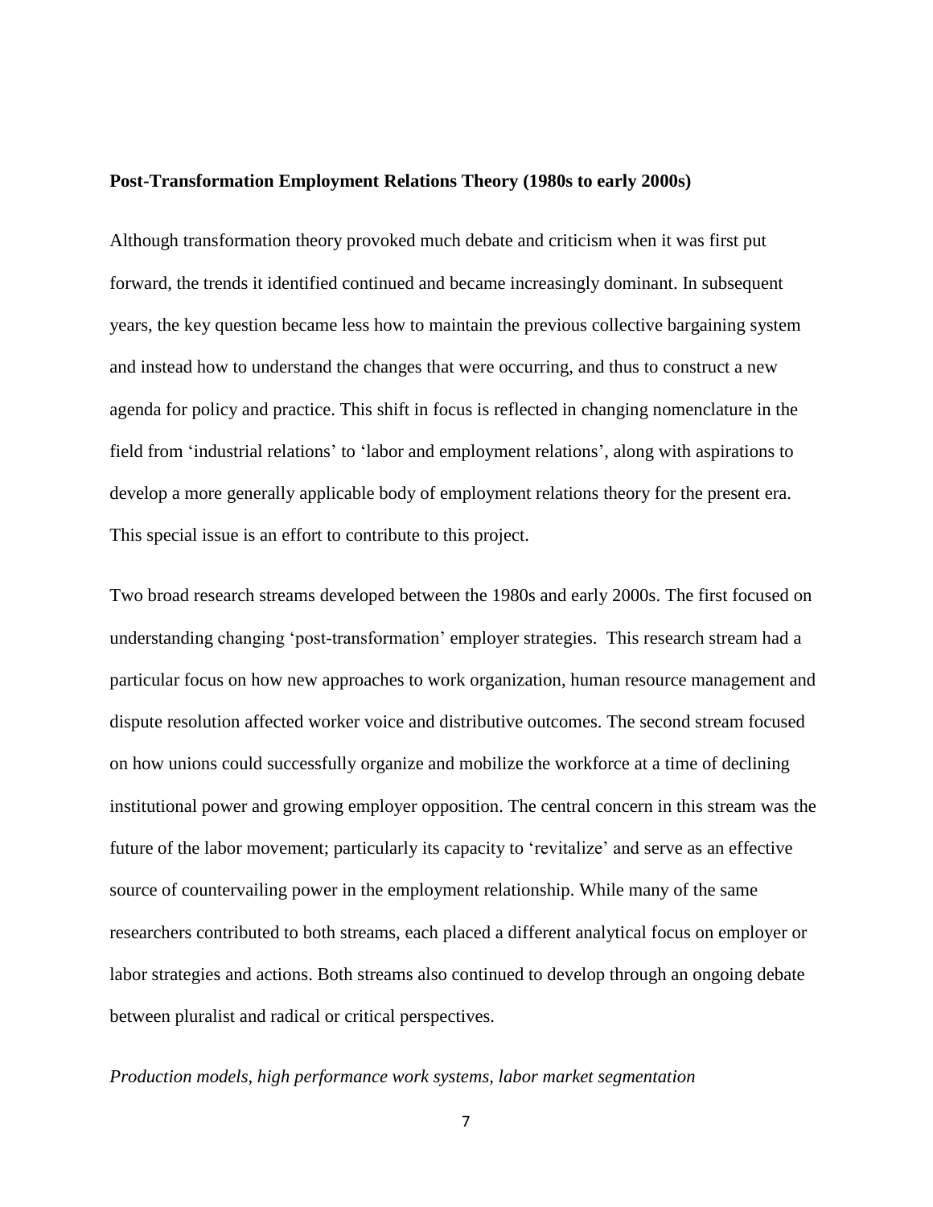## Post-Transformation Employment Relations Theory (1980s to early 2000s)

Although transformation theory provoked much debate and criticism when it was first put forward, the trends it identified continued and became increasingly dominant. In subsequent years, the key question became less how to maintain the previous collective bargaining system and instead how to understand the changes that were occurring, and thus to construct a new agenda for policy and practice. This shift in focus is reflected in changing nomenclature in the field from 'industrial relations' to 'labor and employment relations', along with aspirations to develop a more generally applicable body of employment relations theory for the present era. This special issue is an effort to contribute to this project.

Two broad research streams developed between the 1980s and early 2000s. The first focused on understanding changing 'post-transformation' employer strategies. This research stream had a particular focus on how new approaches to work organization, human resource management and dispute resolution affected worker voice and distributive outcomes. The second stream focused on how unions could successfully organize and mobilize the workforce at a time of declining institutional power and growing employer opposition. The central concern in this stream was the future of the labor movement; particularly its capacity to 'revitalize' and serve as an effective source of countervailing power in the employment relationship. While many of the same researchers contributed to both streams, each placed a different analytical focus on employer or labor strategies and actions. Both streams also continued to develop through an ongoing debate between pluralist and radical or critical perspectives.

### *Production models, high performance work systems, labor market segmentation*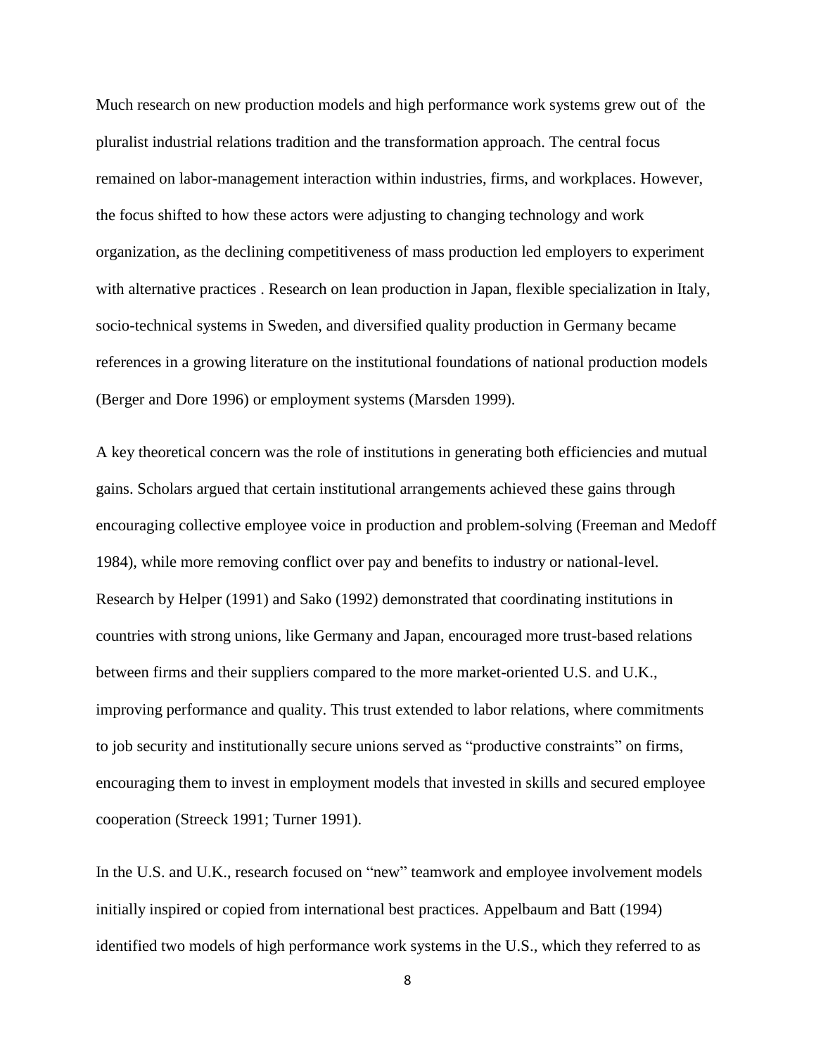Much research on new production models and high performance work systems grew out of the pluralist industrial relations tradition and the transformation approach. The central focus remained on labor-management interaction within industries, firms, and workplaces. However, the focus shifted to how these actors were adjusting to changing technology and work organization, as the declining competitiveness of mass production led employers to experiment with alternative practices . Research on lean production in Japan, flexible specialization in Italy, socio-technical systems in Sweden, and diversified quality production in Germany became references in a growing literature on the institutional foundations of national production models (Berger and Dore 1996) or employment systems (Marsden 1999).

A key theoretical concern was the role of institutions in generating both efficiencies and mutual gains. Scholars argued that certain institutional arrangements achieved these gains through encouraging collective employee voice in production and problem-solving (Freeman and Medoff 1984), while more removing conflict over pay and benefits to industry or national-level. Research by Helper (1991) and Sako (1992) demonstrated that coordinating institutions in countries with strong unions, like Germany and Japan, encouraged more trust-based relations between firms and their suppliers compared to the more market-oriented U.S. and U.K., improving performance and quality. This trust extended to labor relations, where commitments to job security and institutionally secure unions served as "productive constraints" on firms, encouraging them to invest in employment models that invested in skills and secured employee cooperation (Streeck 1991; Turner 1991).

In the U.S. and U.K., research focused on "new" teamwork and employee involvement models initially inspired or copied from international best practices. Appelbaum and Batt (1994) identified two models of high performance work systems in the U.S., which they referred to as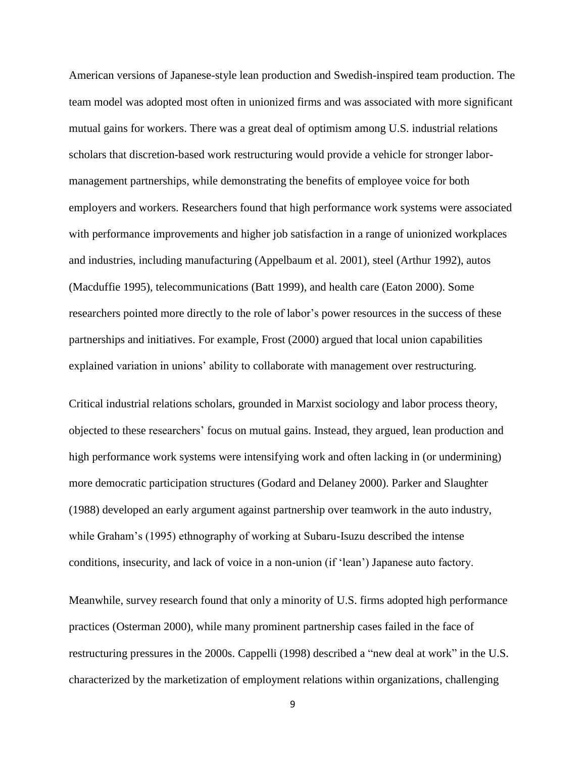American versions of Japanese-style lean production and Swedish-inspired team production. The team model was adopted most often in unionized firms and was associated with more significant mutual gains for workers. There was a great deal of optimism among U.S. industrial relations scholars that discretion-based work restructuring would provide a vehicle for stronger labor-management partnerships, while demonstrating the benefits of employee voice for both employers and workers. Researchers found that high performance work systems were associated with performance improvements and higher job satisfaction in a range of unionized workplaces and industries, including manufacturing (Appelbaum et al. 2001), steel (Arthur 1992), autos (Macduffie 1995), telecommunications (Batt 1999), and health care (Eaton 2000). Some researchers pointed more directly to the role of labor's power resources in the success of these partnerships and initiatives. For example, Frost (2000) argued that local union capabilities explained variation in unions' ability to collaborate with management over restructuring.

Critical industrial relations scholars, grounded in Marxist sociology and labor process theory, objected to these researchers' focus on mutual gains. Instead, they argued, lean production and high performance work systems were intensifying work and often lacking in (or undermining) more democratic participation structures (Godard and Delaney 2000). Parker and Slaughter (1988) developed an early argument against partnership over teamwork in the auto industry, while Graham's (1995) ethnography of working at Subaru-Isuzu described the intense conditions, insecurity, and lack of voice in a non-union (if 'lean') Japanese auto factory.

Meanwhile, survey research found that only a minority of U.S. firms adopted high performance practices (Osterman 2000), while many prominent partnership cases failed in the face of restructuring pressures in the 2000s. Cappelli (1998) described a "new deal at work" in the U.S. characterized by the marketization of employment relations within organizations, challenging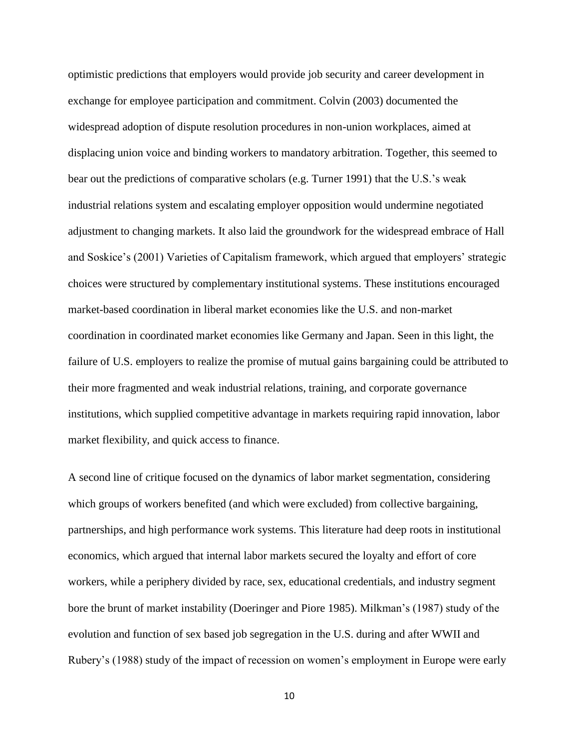optimistic predictions that employers would provide job security and career development in exchange for employee participation and commitment. Colvin (2003) documented the widespread adoption of dispute resolution procedures in non-union workplaces, aimed at displacing union voice and binding workers to mandatory arbitration. Together, this seemed to bear out the predictions of comparative scholars (e.g. Turner 1991) that the U.S.'s weak industrial relations system and escalating employer opposition would undermine negotiated adjustment to changing markets. It also laid the groundwork for the widespread embrace of Hall and Soskice's (2001) Varieties of Capitalism framework, which argued that employers' strategic choices were structured by complementary institutional systems. These institutions encouraged market-based coordination in liberal market economies like the U.S. and non-market coordination in coordinated market economies like Germany and Japan. Seen in this light, the failure of U.S. employers to realize the promise of mutual gains bargaining could be attributed to their more fragmented and weak industrial relations, training, and corporate governance institutions, which supplied competitive advantage in markets requiring rapid innovation, labor market flexibility, and quick access to finance.

A second line of critique focused on the dynamics of labor market segmentation, considering which groups of workers benefited (and which were excluded) from collective bargaining, partnerships, and high performance work systems. This literature had deep roots in institutional economics, which argued that internal labor markets secured the loyalty and effort of core workers, while a periphery divided by race, sex, educational credentials, and industry segment bore the brunt of market instability (Doeringer and Piore 1985). Milkman's (1987) study of the evolution and function of sex based job segregation in the U.S. during and after WWII and Rubery's (1988) study of the impact of recession on women's employment in Europe were early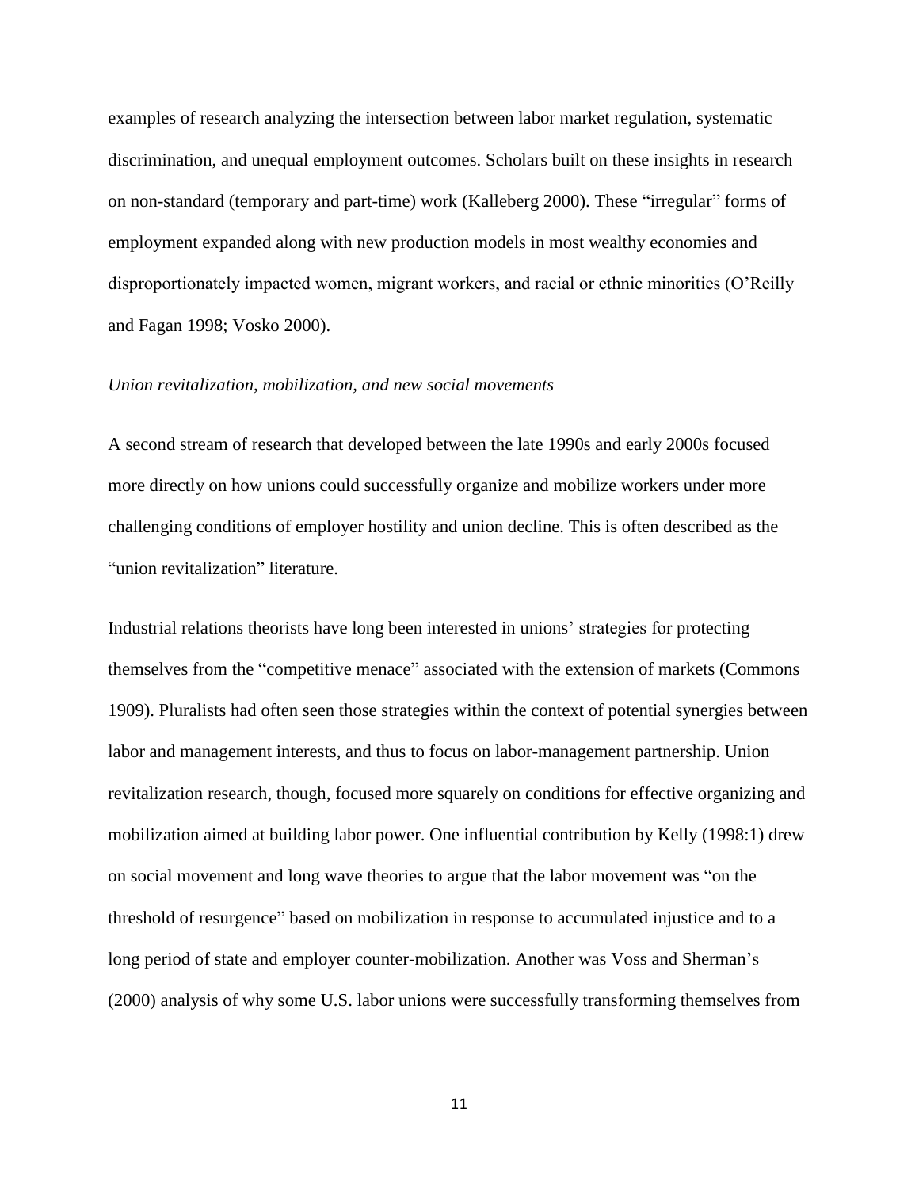examples of research analyzing the intersection between labor market regulation, systematic discrimination, and unequal employment outcomes. Scholars built on these insights in research on non-standard (temporary and part-time) work (Kalleberg 2000). These "irregular" forms of employment expanded along with new production models in most wealthy economies and disproportionately impacted women, migrant workers, and racial or ethnic minorities (O'Reilly and Fagan 1998; Vosko 2000).

### *Union revitalization, mobilization, and new social movements*

A second stream of research that developed between the late 1990s and early 2000s focused more directly on how unions could successfully organize and mobilize workers under more challenging conditions of employer hostility and union decline. This is often described as the "union revitalization" literature.

Industrial relations theorists have long been interested in unions' strategies for protecting themselves from the "competitive menace" associated with the extension of markets (Commons 1909). Pluralists had often seen those strategies within the context of potential synergies between labor and management interests, and thus to focus on labor-management partnership. Union revitalization research, though, focused more squarely on conditions for effective organizing and mobilization aimed at building labor power. One influential contribution by Kelly (1998:1) drew on social movement and long wave theories to argue that the labor movement was "on the threshold of resurgence" based on mobilization in response to accumulated injustice and to a long period of state and employer counter-mobilization. Another was Voss and Sherman's (2000) analysis of why some U.S. labor unions were successfully transforming themselves from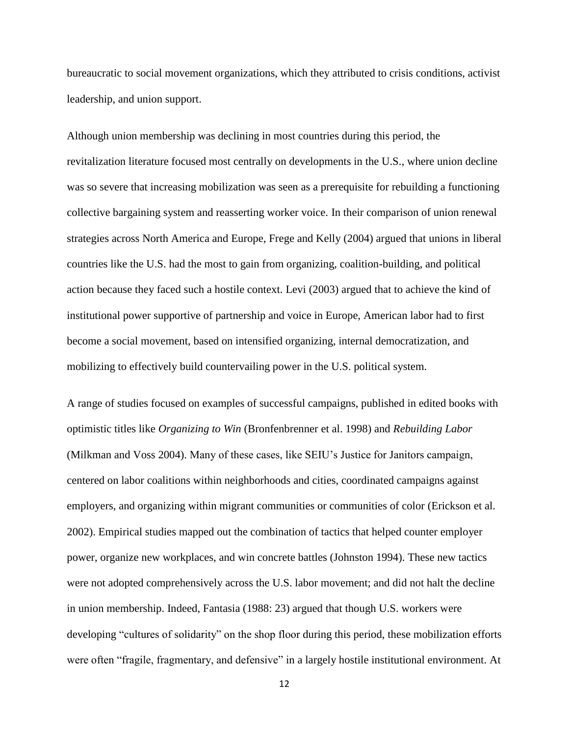bureaucratic to social movement organizations, which they attributed to crisis conditions, activist leadership, and union support.

Although union membership was declining in most countries during this period, the revitalization literature focused most centrally on developments in the U.S., where union decline was so severe that increasing mobilization was seen as a prerequisite for rebuilding a functioning collective bargaining system and reasserting worker voice. In their comparison of union renewal strategies across North America and Europe, Frege and Kelly (2004) argued that unions in liberal countries like the U.S. had the most to gain from organizing, coalition-building, and political action because they faced such a hostile context. Levi (2003) argued that to achieve the kind of institutional power supportive of partnership and voice in Europe, American labor had to first become a social movement, based on intensified organizing, internal democratization, and mobilizing to effectively build countervailing power in the U.S. political system.

A range of studies focused on examples of successful campaigns, published in edited books with optimistic titles like *Organizing to Win* (Bronfenbrenner et al. 1998) and *Rebuilding Labor* (Milkman and Voss 2004). Many of these cases, like SEIU's Justice for Janitors campaign, centered on labor coalitions within neighborhoods and cities, coordinated campaigns against employers, and organizing within migrant communities or communities of color (Erickson et al. 2002). Empirical studies mapped out the combination of tactics that helped counter employer power, organize new workplaces, and win concrete battles (Johnston 1994). These new tactics were not adopted comprehensively across the U.S. labor movement; and did not halt the decline in union membership. Indeed, Fantasia (1988: 23) argued that though U.S. workers were developing "cultures of solidarity" on the shop floor during this period, these mobilization efforts were often "fragile, fragmentary, and defensive" in a largely hostile institutional environment. At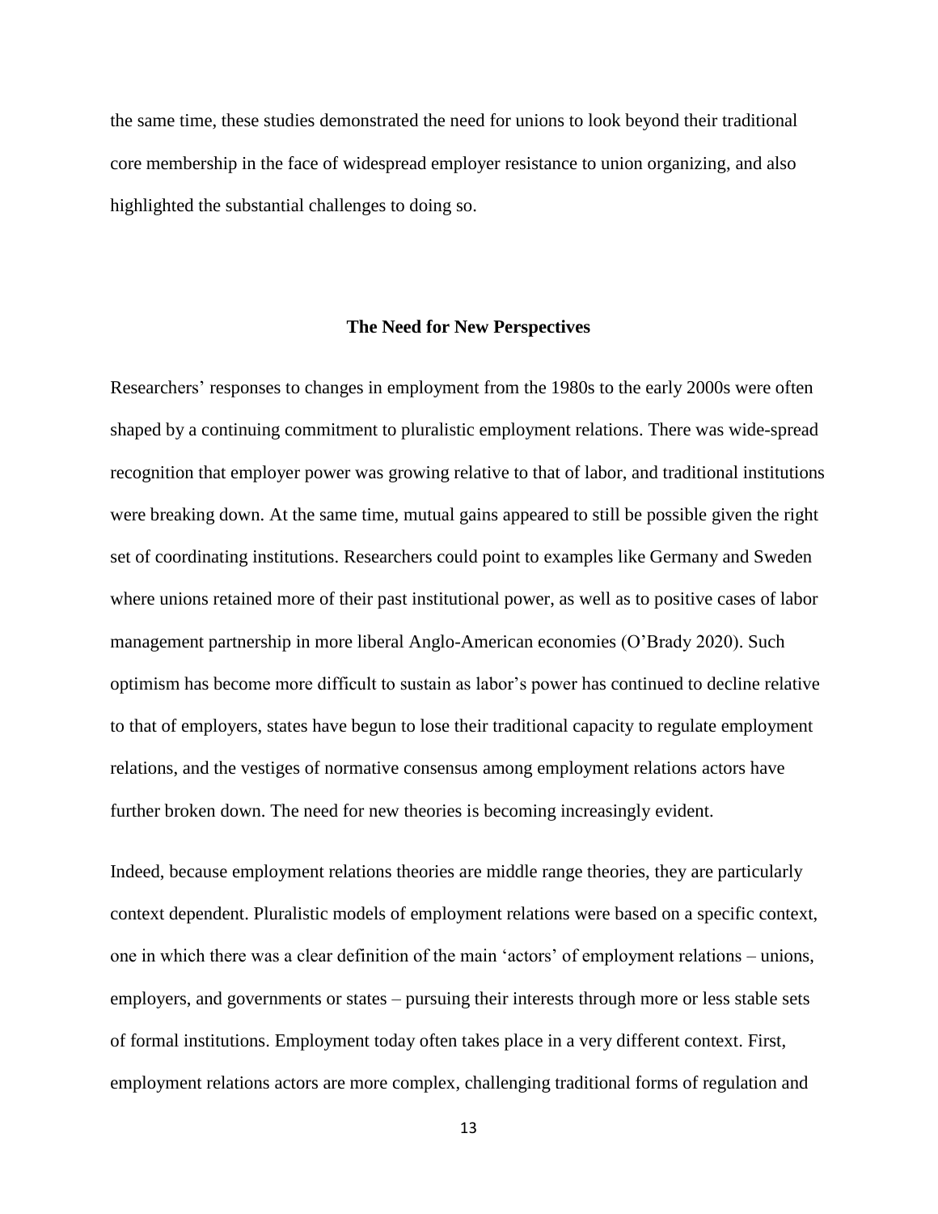the same time, these studies demonstrated the need for unions to look beyond their traditional core membership in the face of widespread employer resistance to union organizing, and also highlighted the substantial challenges to doing so.

## The Need for New Perspectives

Researchers' responses to changes in employment from the 1980s to the early 2000s were often shaped by a continuing commitment to pluralistic employment relations. There was wide-spread recognition that employer power was growing relative to that of labor, and traditional institutions were breaking down. At the same time, mutual gains appeared to still be possible given the right set of coordinating institutions. Researchers could point to examples like Germany and Sweden where unions retained more of their past institutional power, as well as to positive cases of labor management partnership in more liberal Anglo-American economies (O'Brady 2020). Such optimism has become more difficult to sustain as labor's power has continued to decline relative to that of employers, states have begun to lose their traditional capacity to regulate employment relations, and the vestiges of normative consensus among employment relations actors have further broken down. The need for new theories is becoming increasingly evident.

Indeed, because employment relations theories are middle range theories, they are particularly context dependent. Pluralistic models of employment relations were based on a specific context, one in which there was a clear definition of the main 'actors' of employment relations – unions, employers, and governments or states – pursuing their interests through more or less stable sets of formal institutions. Employment today often takes place in a very different context. First, employment relations actors are more complex, challenging traditional forms of regulation and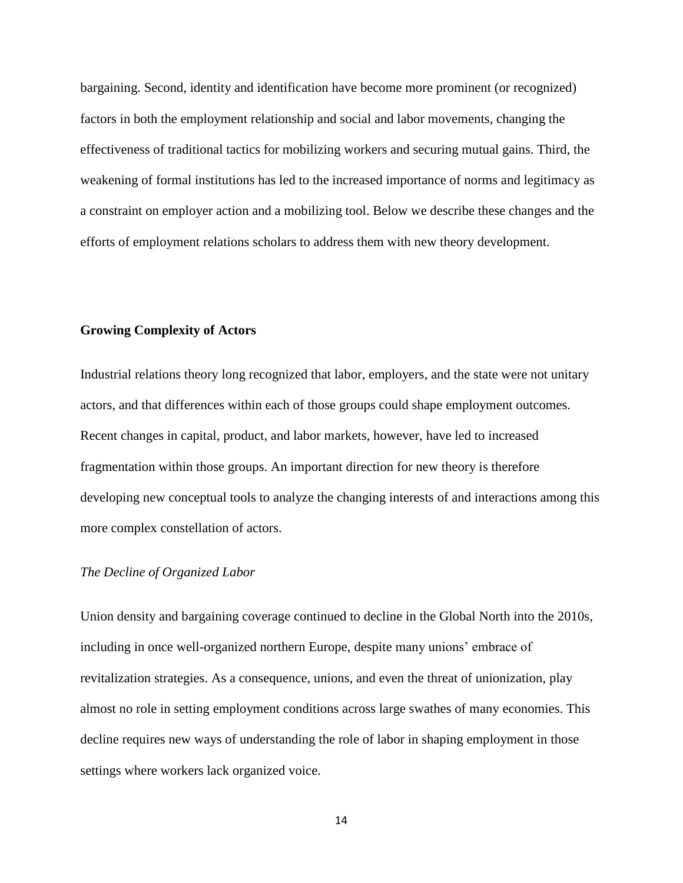bargaining. Second, identity and identification have become more prominent (or recognized) factors in both the employment relationship and social and labor movements, changing the effectiveness of traditional tactics for mobilizing workers and securing mutual gains. Third, the weakening of formal institutions has led to the increased importance of norms and legitimacy as a constraint on employer action and a mobilizing tool. Below we describe these changes and the efforts of employment relations scholars to address them with new theory development.

## Growing Complexity of Actors

Industrial relations theory long recognized that labor, employers, and the state were not unitary actors, and that differences within each of those groups could shape employment outcomes. Recent changes in capital, product, and labor markets, however, have led to increased fragmentation within those groups. An important direction for new theory is therefore developing new conceptual tools to analyze the changing interests of and interactions among this more complex constellation of actors.

### *The Decline of Organized Labor*

Union density and bargaining coverage continued to decline in the Global North into the 2010s, including in once well-organized northern Europe, despite many unions' embrace of revitalization strategies. As a consequence, unions, and even the threat of unionization, play almost no role in setting employment conditions across large swathes of many economies. This decline requires new ways of understanding the role of labor in shaping employment in those settings where workers lack organized voice.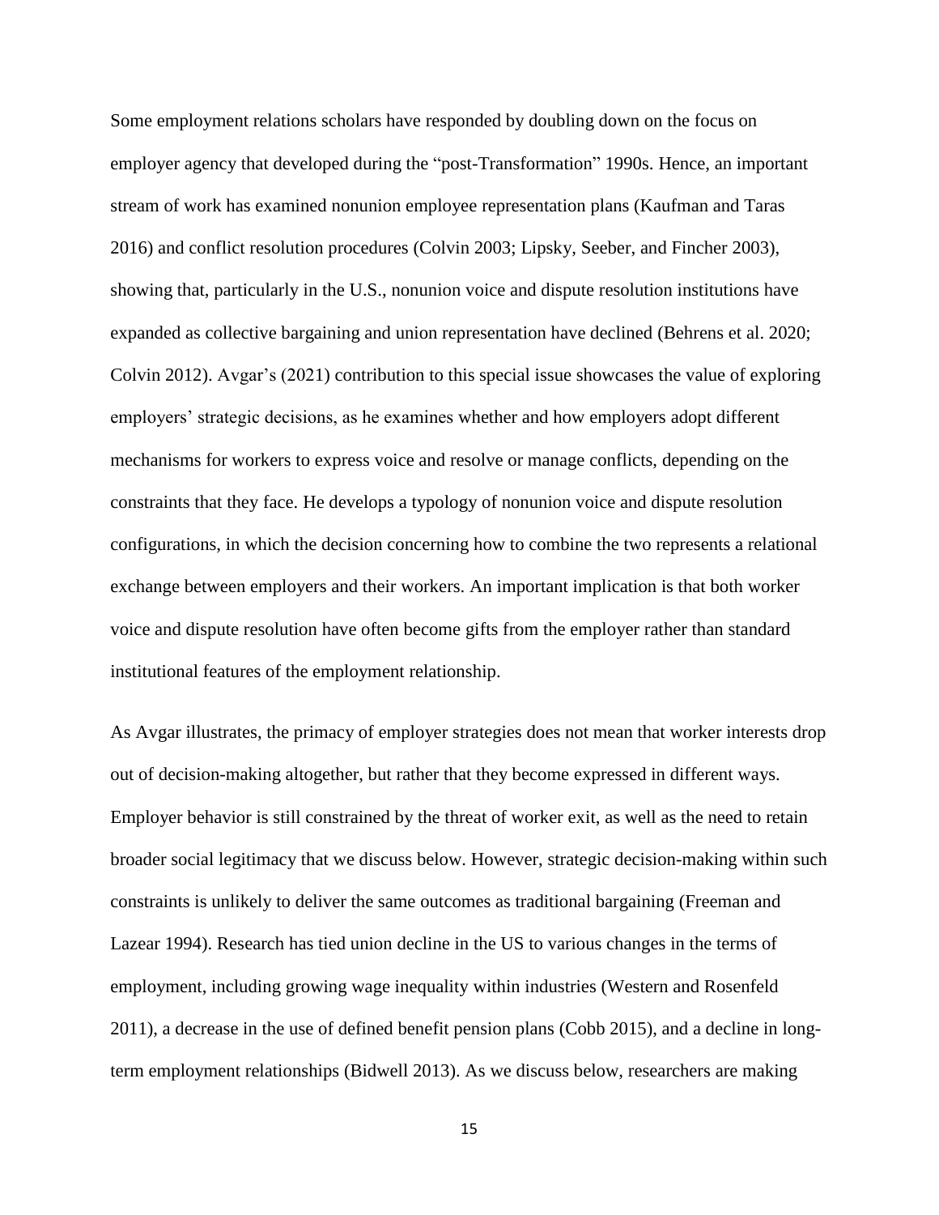Some employment relations scholars have responded by doubling down on the focus on employer agency that developed during the "post-Transformation" 1990s. Hence, an important stream of work has examined nonunion employee representation plans (Kaufman and Taras 2016) and conflict resolution procedures (Colvin 2003; Lipsky, Seeber, and Fincher 2003), showing that, particularly in the U.S., nonunion voice and dispute resolution institutions have expanded as collective bargaining and union representation have declined (Behrens et al. 2020; Colvin 2012). Avgar's (2021) contribution to this special issue showcases the value of exploring employers' strategic decisions, as he examines whether and how employers adopt different mechanisms for workers to express voice and resolve or manage conflicts, depending on the constraints that they face. He develops a typology of nonunion voice and dispute resolution configurations, in which the decision concerning how to combine the two represents a relational exchange between employers and their workers. An important implication is that both worker voice and dispute resolution have often become gifts from the employer rather than standard institutional features of the employment relationship.

As Avgar illustrates, the primacy of employer strategies does not mean that worker interests drop out of decision-making altogether, but rather that they become expressed in different ways. Employer behavior is still constrained by the threat of worker exit, as well as the need to retain broader social legitimacy that we discuss below. However, strategic decision-making within such constraints is unlikely to deliver the same outcomes as traditional bargaining (Freeman and Lazear 1994). Research has tied union decline in the US to various changes in the terms of employment, including growing wage inequality within industries (Western and Rosenfeld 2011), a decrease in the use of defined benefit pension plans (Cobb 2015), and a decline in long-term employment relationships (Bidwell 2013). As we discuss below, researchers are making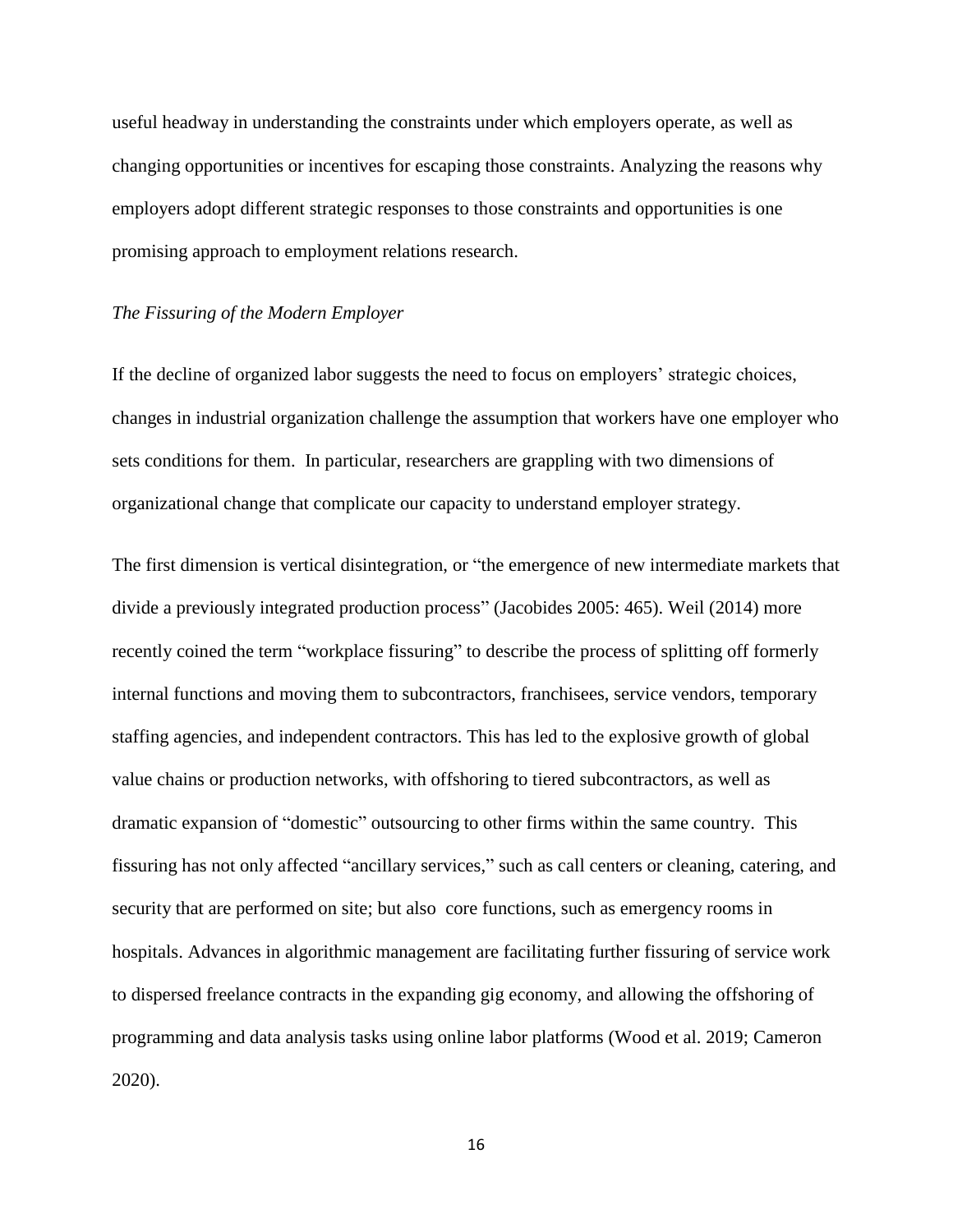useful headway in understanding the constraints under which employers operate, as well as changing opportunities or incentives for escaping those constraints. Analyzing the reasons why employers adopt different strategic responses to those constraints and opportunities is one promising approach to employment relations research.

### *The Fissuring of the Modern Employer*

If the decline of organized labor suggests the need to focus on employers' strategic choices, changes in industrial organization challenge the assumption that workers have one employer who sets conditions for them. In particular, researchers are grappling with two dimensions of organizational change that complicate our capacity to understand employer strategy.

The first dimension is vertical disintegration, or "the emergence of new intermediate markets that divide a previously integrated production process" (Jacobides 2005: 465). Weil (2014) more recently coined the term "workplace fissuring" to describe the process of splitting off formerly internal functions and moving them to subcontractors, franchisees, service vendors, temporary staffing agencies, and independent contractors. This has led to the explosive growth of global value chains or production networks, with offshoring to tiered subcontractors, as well as dramatic expansion of "domestic" outsourcing to other firms within the same country. This fissuring has not only affected "ancillary services," such as call centers or cleaning, catering, and security that are performed on site; but also core functions, such as emergency rooms in hospitals. Advances in algorithmic management are facilitating further fissuring of service work to dispersed freelance contracts in the expanding gig economy, and allowing the offshoring of programming and data analysis tasks using online labor platforms (Wood et al. 2019; Cameron 2020).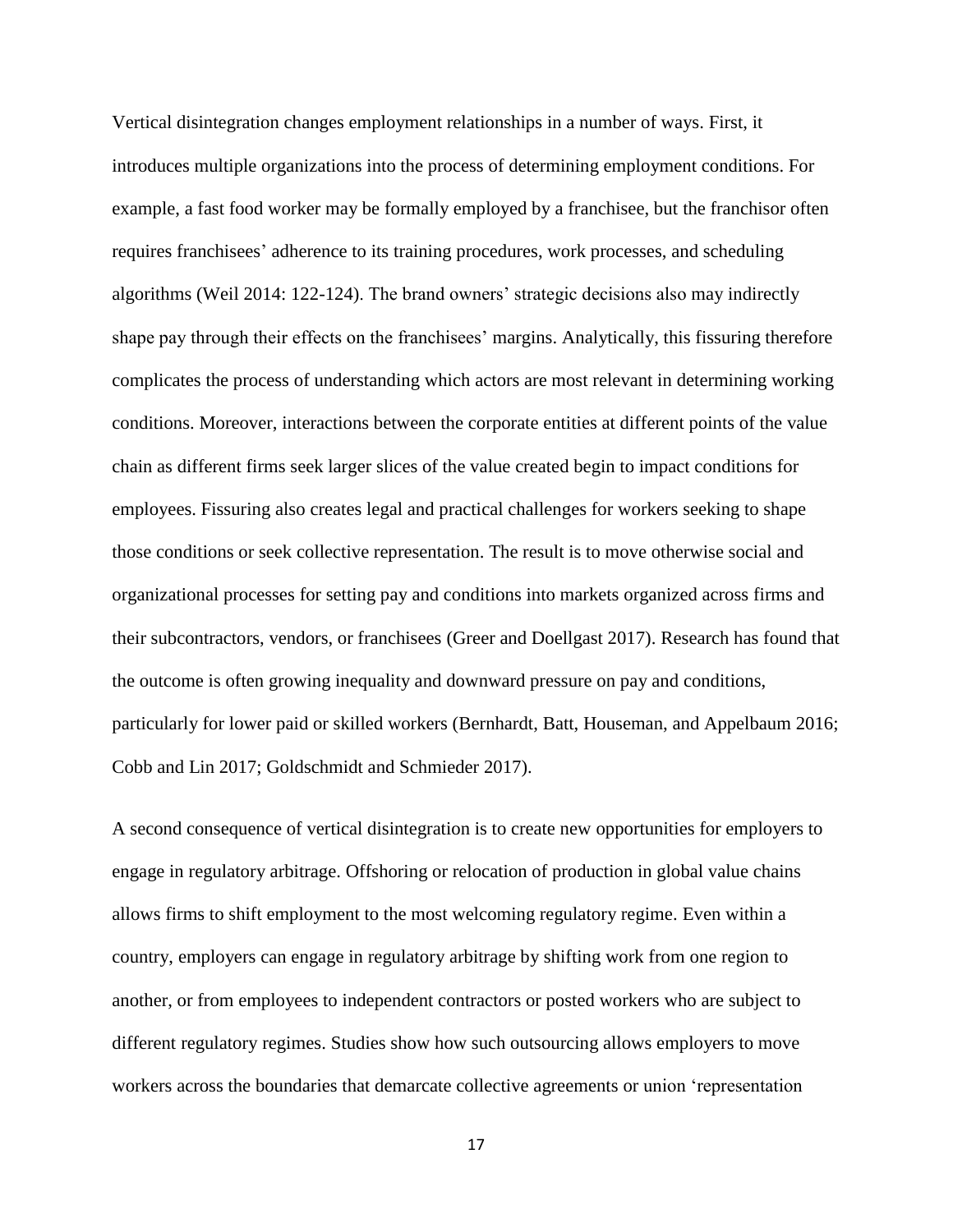Vertical disintegration changes employment relationships in a number of ways. First, it introduces multiple organizations into the process of determining employment conditions. For example, a fast food worker may be formally employed by a franchisee, but the franchisor often requires franchisees' adherence to its training procedures, work processes, and scheduling algorithms (Weil 2014: 122-124). The brand owners' strategic decisions also may indirectly shape pay through their effects on the franchisees' margins. Analytically, this fissuring therefore complicates the process of understanding which actors are most relevant in determining working conditions. Moreover, interactions between the corporate entities at different points of the value chain as different firms seek larger slices of the value created begin to impact conditions for employees. Fissuring also creates legal and practical challenges for workers seeking to shape those conditions or seek collective representation. The result is to move otherwise social and organizational processes for setting pay and conditions into markets organized across firms and their subcontractors, vendors, or franchisees (Greer and Doellgast 2017). Research has found that the outcome is often growing inequality and downward pressure on pay and conditions, particularly for lower paid or skilled workers (Bernhardt, Batt, Houseman, and Appelbaum 2016; Cobb and Lin 2017; Goldschmidt and Schmieder 2017).

A second consequence of vertical disintegration is to create new opportunities for employers to engage in regulatory arbitrage. Offshoring or relocation of production in global value chains allows firms to shift employment to the most welcoming regulatory regime. Even within a country, employers can engage in regulatory arbitrage by shifting work from one region to another, or from employees to independent contractors or posted workers who are subject to different regulatory regimes. Studies show how such outsourcing allows employers to move workers across the boundaries that demarcate collective agreements or union 'representation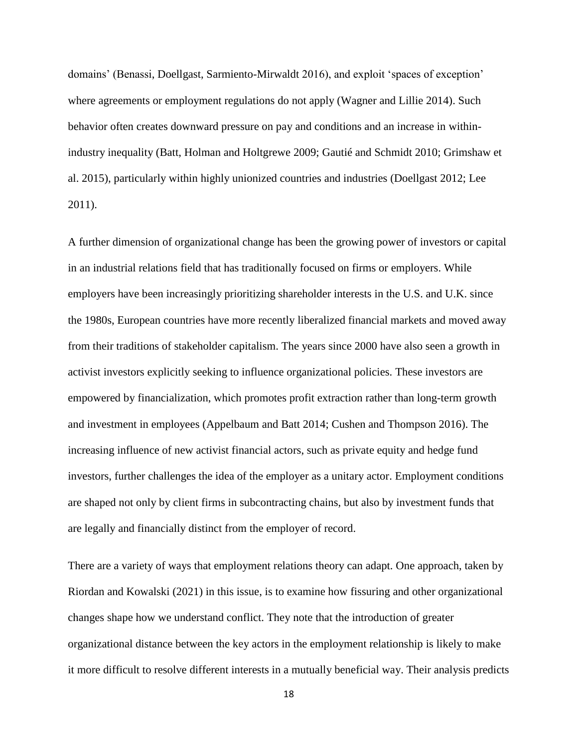domains' (Benassi, Doellgast, Sarmiento-Mirwaldt 2016), and exploit 'spaces of exception' where agreements or employment regulations do not apply (Wagner and Lillie 2014). Such behavior often creates downward pressure on pay and conditions and an increase in within-industry inequality (Batt, Holman and Holtgrewe 2009; Gautié and Schmidt 2010; Grimshaw et al. 2015), particularly within highly unionized countries and industries (Doellgast 2012; Lee 2011).

A further dimension of organizational change has been the growing power of investors or capital in an industrial relations field that has traditionally focused on firms or employers. While employers have been increasingly prioritizing shareholder interests in the U.S. and U.K. since the 1980s, European countries have more recently liberalized financial markets and moved away from their traditions of stakeholder capitalism. The years since 2000 have also seen a growth in activist investors explicitly seeking to influence organizational policies. These investors are empowered by financialization, which promotes profit extraction rather than long-term growth and investment in employees (Appelbaum and Batt 2014; Cushen and Thompson 2016). The increasing influence of new activist financial actors, such as private equity and hedge fund investors, further challenges the idea of the employer as a unitary actor. Employment conditions are shaped not only by client firms in subcontracting chains, but also by investment funds that are legally and financially distinct from the employer of record.

There are a variety of ways that employment relations theory can adapt. One approach, taken by Riordan and Kowalski (2021) in this issue, is to examine how fissuring and other organizational changes shape how we understand conflict. They note that the introduction of greater organizational distance between the key actors in the employment relationship is likely to make it more difficult to resolve different interests in a mutually beneficial way. Their analysis predicts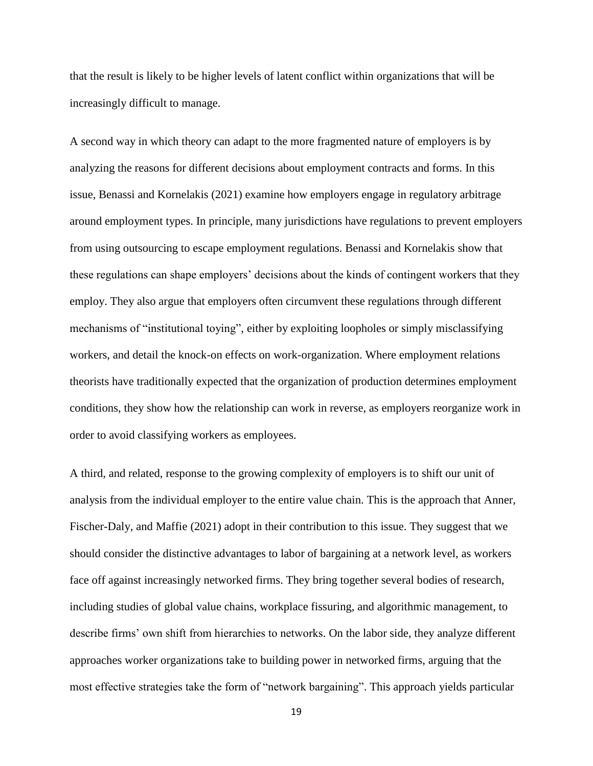that the result is likely to be higher levels of latent conflict within organizations that will be increasingly difficult to manage.

A second way in which theory can adapt to the more fragmented nature of employers is by analyzing the reasons for different decisions about employment contracts and forms. In this issue, Benassi and Kornelakis (2021) examine how employers engage in regulatory arbitrage around employment types. In principle, many jurisdictions have regulations to prevent employers from using outsourcing to escape employment regulations. Benassi and Kornelakis show that these regulations can shape employers' decisions about the kinds of contingent workers that they employ. They also argue that employers often circumvent these regulations through different mechanisms of "institutional toying", either by exploiting loopholes or simply misclassifying workers, and detail the knock-on effects on work-organization. Where employment relations theorists have traditionally expected that the organization of production determines employment conditions, they show how the relationship can work in reverse, as employers reorganize work in order to avoid classifying workers as employees.

A third, and related, response to the growing complexity of employers is to shift our unit of analysis from the individual employer to the entire value chain. This is the approach that Anner, Fischer-Daly, and Maffie (2021) adopt in their contribution to this issue. They suggest that we should consider the distinctive advantages to labor of bargaining at a network level, as workers face off against increasingly networked firms. They bring together several bodies of research, including studies of global value chains, workplace fissuring, and algorithmic management, to describe firms' own shift from hierarchies to networks. On the labor side, they analyze different approaches worker organizations take to building power in networked firms, arguing that the most effective strategies take the form of "network bargaining". This approach yields particular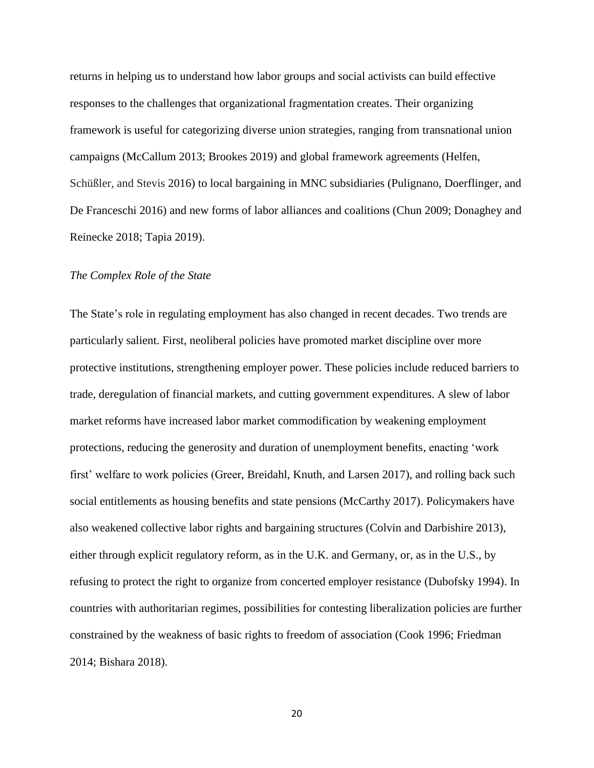returns in helping us to understand how labor groups and social activists can build effective responses to the challenges that organizational fragmentation creates. Their organizing framework is useful for categorizing diverse union strategies, ranging from transnational union campaigns (McCallum 2013; Brookes 2019) and global framework agreements (Helfen, Schüßler, and Stevis 2016) to local bargaining in MNC subsidiaries (Pulignano, Doerflinger, and De Franceschi 2016) and new forms of labor alliances and coalitions (Chun 2009; Donaghey and Reinecke 2018; Tapia 2019).

### *The Complex Role of the State*

The State's role in regulating employment has also changed in recent decades. Two trends are particularly salient. First, neoliberal policies have promoted market discipline over more protective institutions, strengthening employer power. These policies include reduced barriers to trade, deregulation of financial markets, and cutting government expenditures. A slew of labor market reforms have increased labor market commodification by weakening employment protections, reducing the generosity and duration of unemployment benefits, enacting 'work first' welfare to work policies (Greer, Breidahl, Knuth, and Larsen 2017), and rolling back such social entitlements as housing benefits and state pensions (McCarthy 2017). Policymakers have also weakened collective labor rights and bargaining structures (Colvin and Darbishire 2013), either through explicit regulatory reform, as in the U.K. and Germany, or, as in the U.S., by refusing to protect the right to organize from concerted employer resistance (Dubofsky 1994). In countries with authoritarian regimes, possibilities for contesting liberalization policies are further constrained by the weakness of basic rights to freedom of association (Cook 1996; Friedman 2014; Bishara 2018).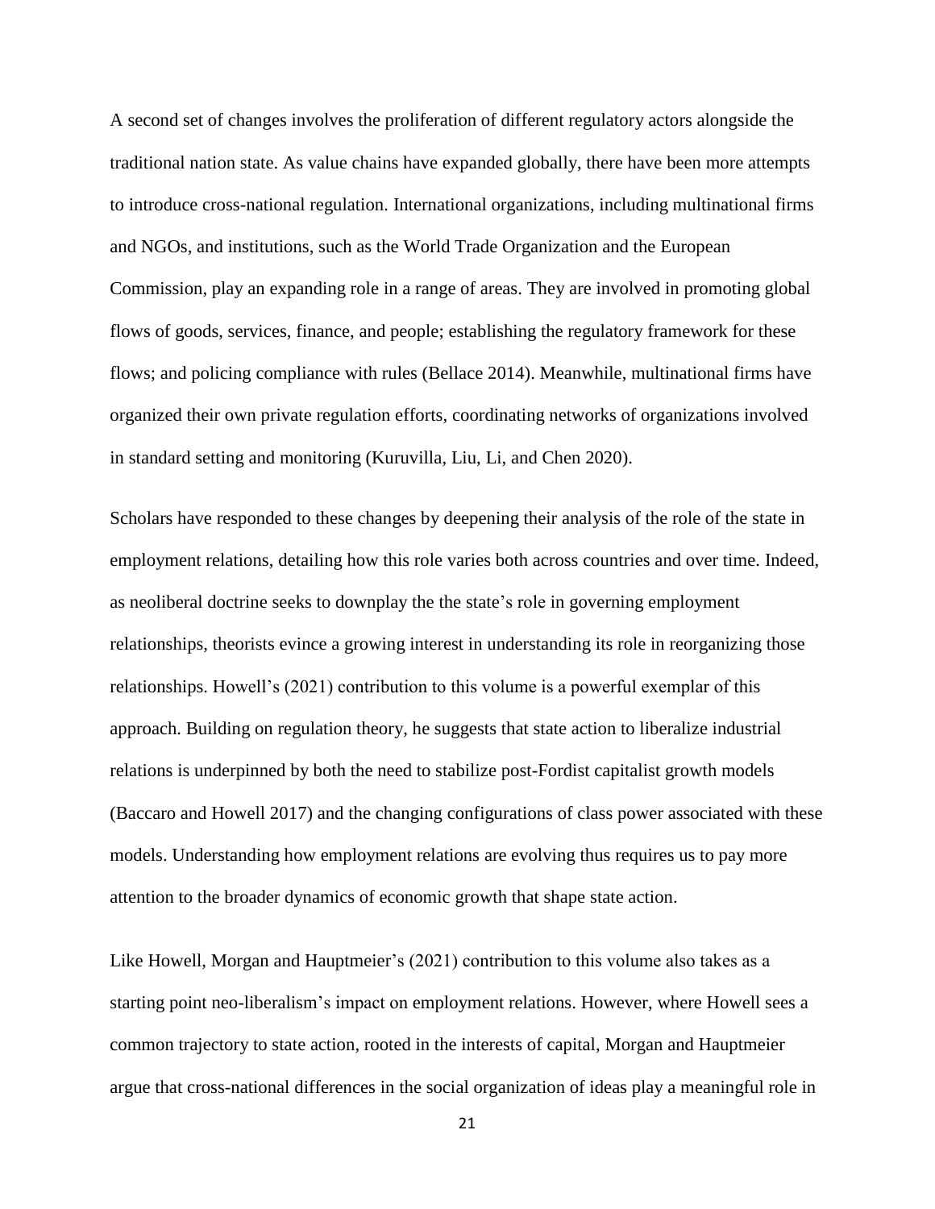A second set of changes involves the proliferation of different regulatory actors alongside the traditional nation state. As value chains have expanded globally, there have been more attempts to introduce cross-national regulation. International organizations, including multinational firms and NGOs, and institutions, such as the World Trade Organization and the European Commission, play an expanding role in a range of areas. They are involved in promoting global flows of goods, services, finance, and people; establishing the regulatory framework for these flows; and policing compliance with rules (Bellace 2014). Meanwhile, multinational firms have organized their own private regulation efforts, coordinating networks of organizations involved in standard setting and monitoring (Kuruvilla, Liu, Li, and Chen 2020).

Scholars have responded to these changes by deepening their analysis of the role of the state in employment relations, detailing how this role varies both across countries and over time. Indeed, as neoliberal doctrine seeks to downplay the the state's role in governing employment relationships, theorists evince a growing interest in understanding its role in reorganizing those relationships. Howell's (2021) contribution to this volume is a powerful exemplar of this approach. Building on regulation theory, he suggests that state action to liberalize industrial relations is underpinned by both the need to stabilize post-Fordist capitalist growth models (Baccaro and Howell 2017) and the changing configurations of class power associated with these models. Understanding how employment relations are evolving thus requires us to pay more attention to the broader dynamics of economic growth that shape state action.

Like Howell, Morgan and Hauptmeier's (2021) contribution to this volume also takes as a starting point neo-liberalism's impact on employment relations. However, where Howell sees a common trajectory to state action, rooted in the interests of capital, Morgan and Hauptmeier argue that cross-national differences in the social organization of ideas play a meaningful role in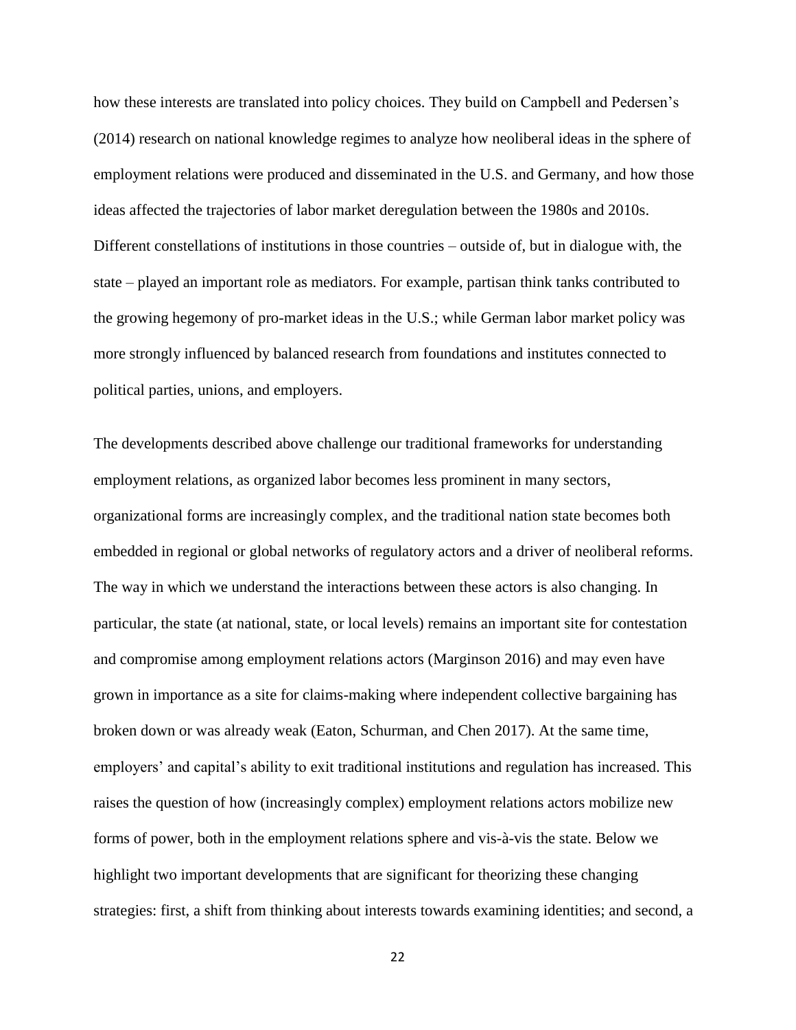how these interests are translated into policy choices. They build on Campbell and Pedersen's (2014) research on national knowledge regimes to analyze how neoliberal ideas in the sphere of employment relations were produced and disseminated in the U.S. and Germany, and how those ideas affected the trajectories of labor market deregulation between the 1980s and 2010s. Different constellations of institutions in those countries – outside of, but in dialogue with, the state – played an important role as mediators. For example, partisan think tanks contributed to the growing hegemony of pro-market ideas in the U.S.; while German labor market policy was more strongly influenced by balanced research from foundations and institutes connected to political parties, unions, and employers.

The developments described above challenge our traditional frameworks for understanding employment relations, as organized labor becomes less prominent in many sectors, organizational forms are increasingly complex, and the traditional nation state becomes both embedded in regional or global networks of regulatory actors and a driver of neoliberal reforms. The way in which we understand the interactions between these actors is also changing. In particular, the state (at national, state, or local levels) remains an important site for contestation and compromise among employment relations actors (Marginson 2016) and may even have grown in importance as a site for claims-making where independent collective bargaining has broken down or was already weak (Eaton, Schurman, and Chen 2017). At the same time, employers' and capital's ability to exit traditional institutions and regulation has increased. This raises the question of how (increasingly complex) employment relations actors mobilize new forms of power, both in the employment relations sphere and vis-à-vis the state. Below we highlight two important developments that are significant for theorizing these changing strategies: first, a shift from thinking about interests towards examining identities; and second, a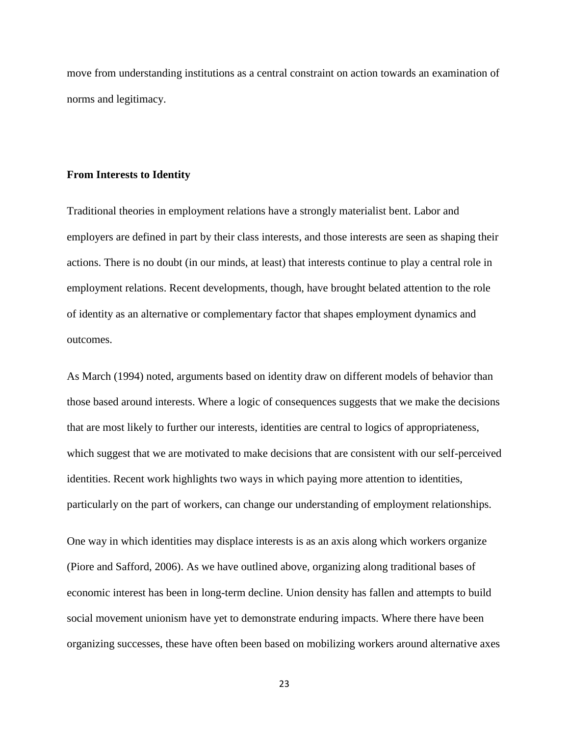move from understanding institutions as a central constraint on action towards an examination of norms and legitimacy.

## From Interests to Identity

Traditional theories in employment relations have a strongly materialist bent. Labor and employers are defined in part by their class interests, and those interests are seen as shaping their actions. There is no doubt (in our minds, at least) that interests continue to play a central role in employment relations. Recent developments, though, have brought belated attention to the role of identity as an alternative or complementary factor that shapes employment dynamics and outcomes.

As March (1994) noted, arguments based on identity draw on different models of behavior than those based around interests. Where a logic of consequences suggests that we make the decisions that are most likely to further our interests, identities are central to logics of appropriateness, which suggest that we are motivated to make decisions that are consistent with our self-perceived identities. Recent work highlights two ways in which paying more attention to identities, particularly on the part of workers, can change our understanding of employment relationships.

One way in which identities may displace interests is as an axis along which workers organize (Piore and Safford, 2006). As we have outlined above, organizing along traditional bases of economic interest has been in long-term decline. Union density has fallen and attempts to build social movement unionism have yet to demonstrate enduring impacts. Where there have been organizing successes, these have often been based on mobilizing workers around alternative axes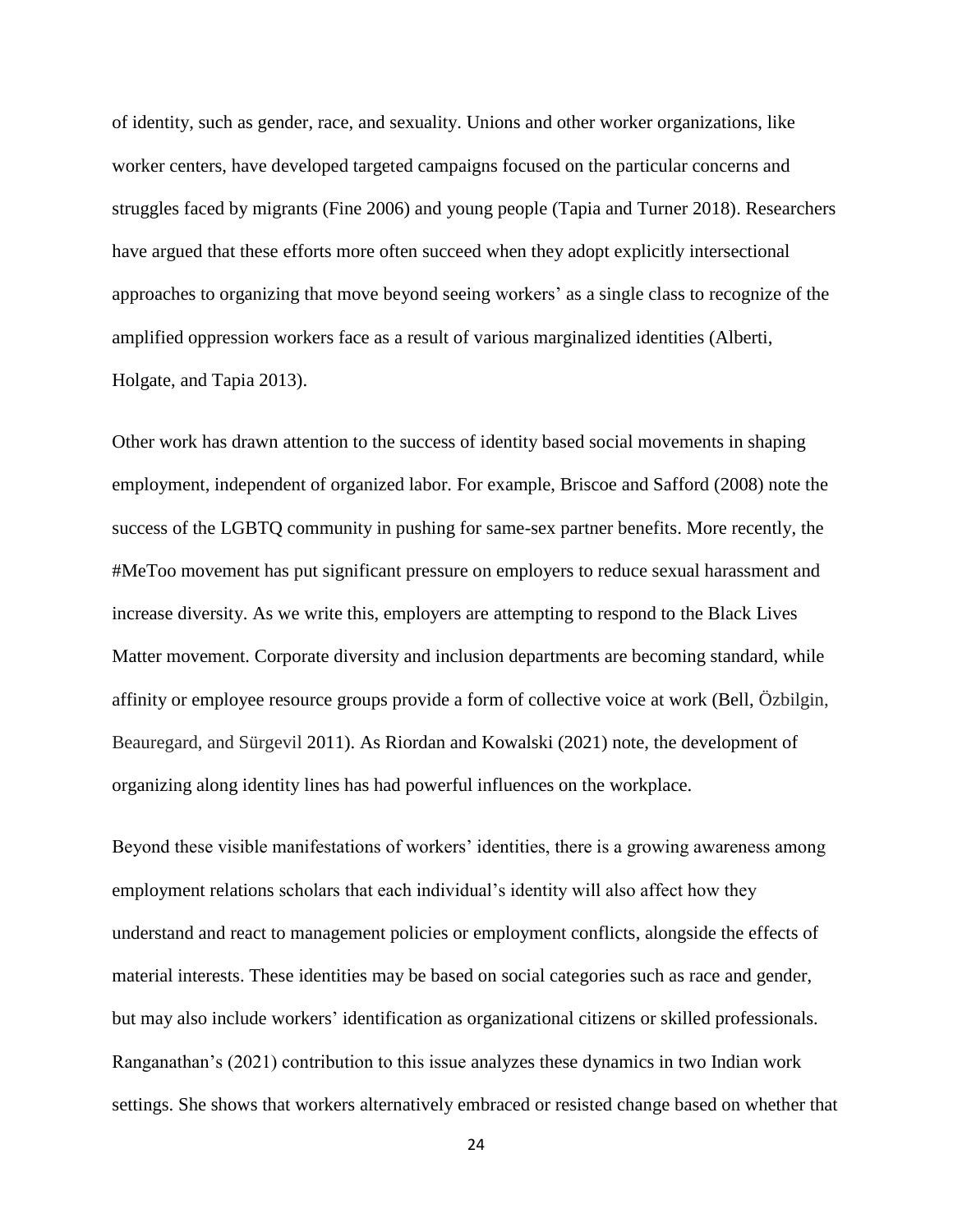of identity, such as gender, race, and sexuality. Unions and other worker organizations, like worker centers, have developed targeted campaigns focused on the particular concerns and struggles faced by migrants (Fine 2006) and young people (Tapia and Turner 2018). Researchers have argued that these efforts more often succeed when they adopt explicitly intersectional approaches to organizing that move beyond seeing workers' as a single class to recognize of the amplified oppression workers face as a result of various marginalized identities (Alberti, Holgate, and Tapia 2013).

Other work has drawn attention to the success of identity based social movements in shaping employment, independent of organized labor. For example, Briscoe and Safford (2008) note the success of the LGBTQ community in pushing for same-sex partner benefits. More recently, the #MeToo movement has put significant pressure on employers to reduce sexual harassment and increase diversity. As we write this, employers are attempting to respond to the Black Lives Matter movement. Corporate diversity and inclusion departments are becoming standard, while affinity or employee resource groups provide a form of collective voice at work (Bell, Özbilgin, Beauregard, and Sürgevil 2011). As Riordan and Kowalski (2021) note, the development of organizing along identity lines has had powerful influences on the workplace.

Beyond these visible manifestations of workers' identities, there is a growing awareness among employment relations scholars that each individual's identity will also affect how they understand and react to management policies or employment conflicts, alongside the effects of material interests. These identities may be based on social categories such as race and gender, but may also include workers' identification as organizational citizens or skilled professionals. Ranganathan's (2021) contribution to this issue analyzes these dynamics in two Indian work settings. She shows that workers alternatively embraced or resisted change based on whether that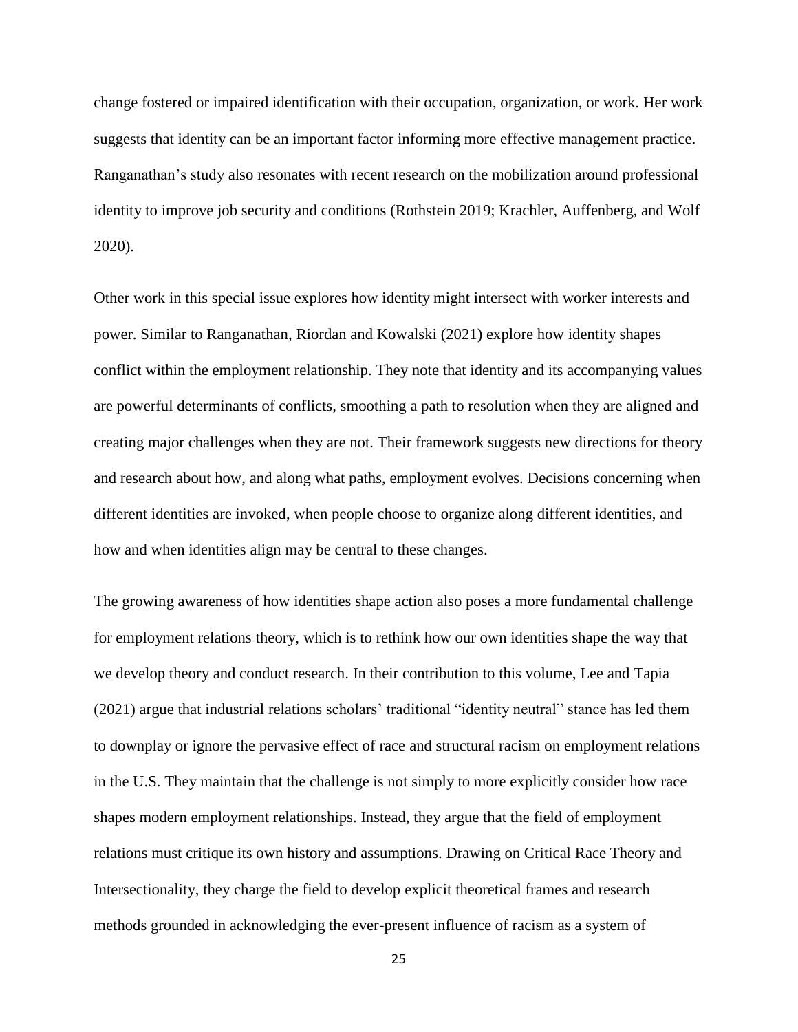change fostered or impaired identification with their occupation, organization, or work. Her work suggests that identity can be an important factor informing more effective management practice. Ranganathan's study also resonates with recent research on the mobilization around professional identity to improve job security and conditions (Rothstein 2019; Krachler, Auffenberg, and Wolf 2020).

Other work in this special issue explores how identity might intersect with worker interests and power. Similar to Ranganathan, Riordan and Kowalski (2021) explore how identity shapes conflict within the employment relationship. They note that identity and its accompanying values are powerful determinants of conflicts, smoothing a path to resolution when they are aligned and creating major challenges when they are not. Their framework suggests new directions for theory and research about how, and along what paths, employment evolves. Decisions concerning when different identities are invoked, when people choose to organize along different identities, and how and when identities align may be central to these changes.

The growing awareness of how identities shape action also poses a more fundamental challenge for employment relations theory, which is to rethink how our own identities shape the way that we develop theory and conduct research. In their contribution to this volume, Lee and Tapia (2021) argue that industrial relations scholars' traditional "identity neutral" stance has led them to downplay or ignore the pervasive effect of race and structural racism on employment relations in the U.S. They maintain that the challenge is not simply to more explicitly consider how race shapes modern employment relationships. Instead, they argue that the field of employment relations must critique its own history and assumptions. Drawing on Critical Race Theory and Intersectionality, they charge the field to develop explicit theoretical frames and research methods grounded in acknowledging the ever-present influence of racism as a system of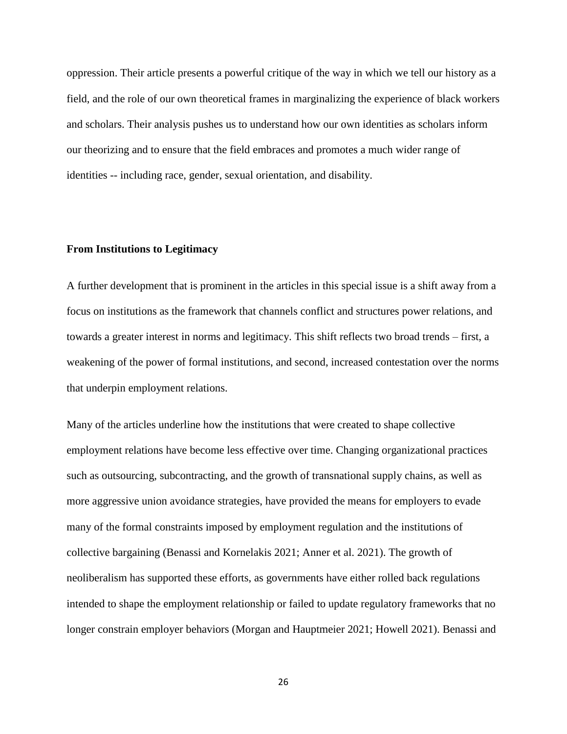oppression. Their article presents a powerful critique of the way in which we tell our history as a field, and the role of our own theoretical frames in marginalizing the experience of black workers and scholars. Their analysis pushes us to understand how our own identities as scholars inform our theorizing and to ensure that the field embraces and promotes a much wider range of identities -- including race, gender, sexual orientation, and disability.

**From Institutions to Legitimacy**

A further development that is prominent in the articles in this special issue is a shift away from a focus on institutions as the framework that channels conflict and structures power relations, and towards a greater interest in norms and legitimacy. This shift reflects two broad trends – first, a weakening of the power of formal institutions, and second, increased contestation over the norms that underpin employment relations.

Many of the articles underline how the institutions that were created to shape collective employment relations have become less effective over time. Changing organizational practices such as outsourcing, subcontracting, and the growth of transnational supply chains, as well as more aggressive union avoidance strategies, have provided the means for employers to evade many of the formal constraints imposed by employment regulation and the institutions of collective bargaining (Benassi and Kornelakis 2021; Anner et al. 2021). The growth of neoliberalism has supported these efforts, as governments have either rolled back regulations intended to shape the employment relationship or failed to update regulatory frameworks that no longer constrain employer behaviors (Morgan and Hauptmeier 2021; Howell 2021). Benassi and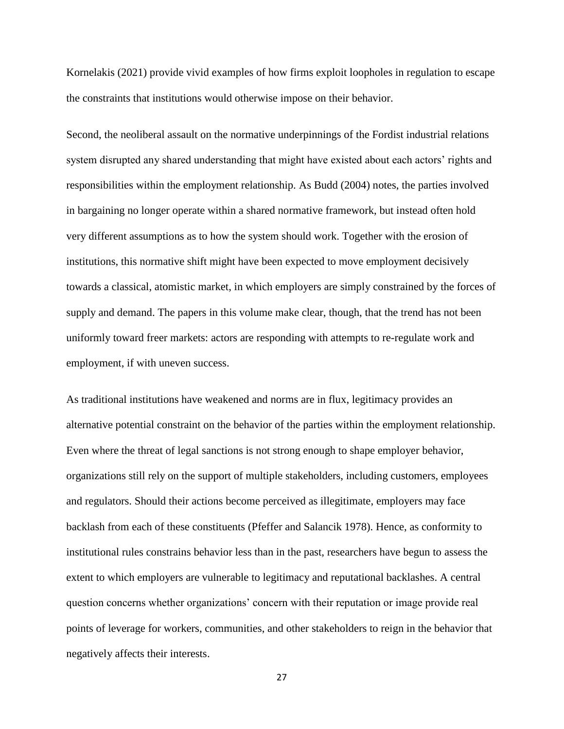Kornelakis (2021) provide vivid examples of how firms exploit loopholes in regulation to escape the constraints that institutions would otherwise impose on their behavior.

Second, the neoliberal assault on the normative underpinnings of the Fordist industrial relations system disrupted any shared understanding that might have existed about each actors' rights and responsibilities within the employment relationship. As Budd (2004) notes, the parties involved in bargaining no longer operate within a shared normative framework, but instead often hold very different assumptions as to how the system should work. Together with the erosion of institutions, this normative shift might have been expected to move employment decisively towards a classical, atomistic market, in which employers are simply constrained by the forces of supply and demand. The papers in this volume make clear, though, that the trend has not been uniformly toward freer markets: actors are responding with attempts to re-regulate work and employment, if with uneven success.

As traditional institutions have weakened and norms are in flux, legitimacy provides an alternative potential constraint on the behavior of the parties within the employment relationship. Even where the threat of legal sanctions is not strong enough to shape employer behavior, organizations still rely on the support of multiple stakeholders, including customers, employees and regulators. Should their actions become perceived as illegitimate, employers may face backlash from each of these constituents (Pfeffer and Salancik 1978). Hence, as conformity to institutional rules constrains behavior less than in the past, researchers have begun to assess the extent to which employers are vulnerable to legitimacy and reputational backlashes. A central question concerns whether organizations' concern with their reputation or image provide real points of leverage for workers, communities, and other stakeholders to reign in the behavior that negatively affects their interests.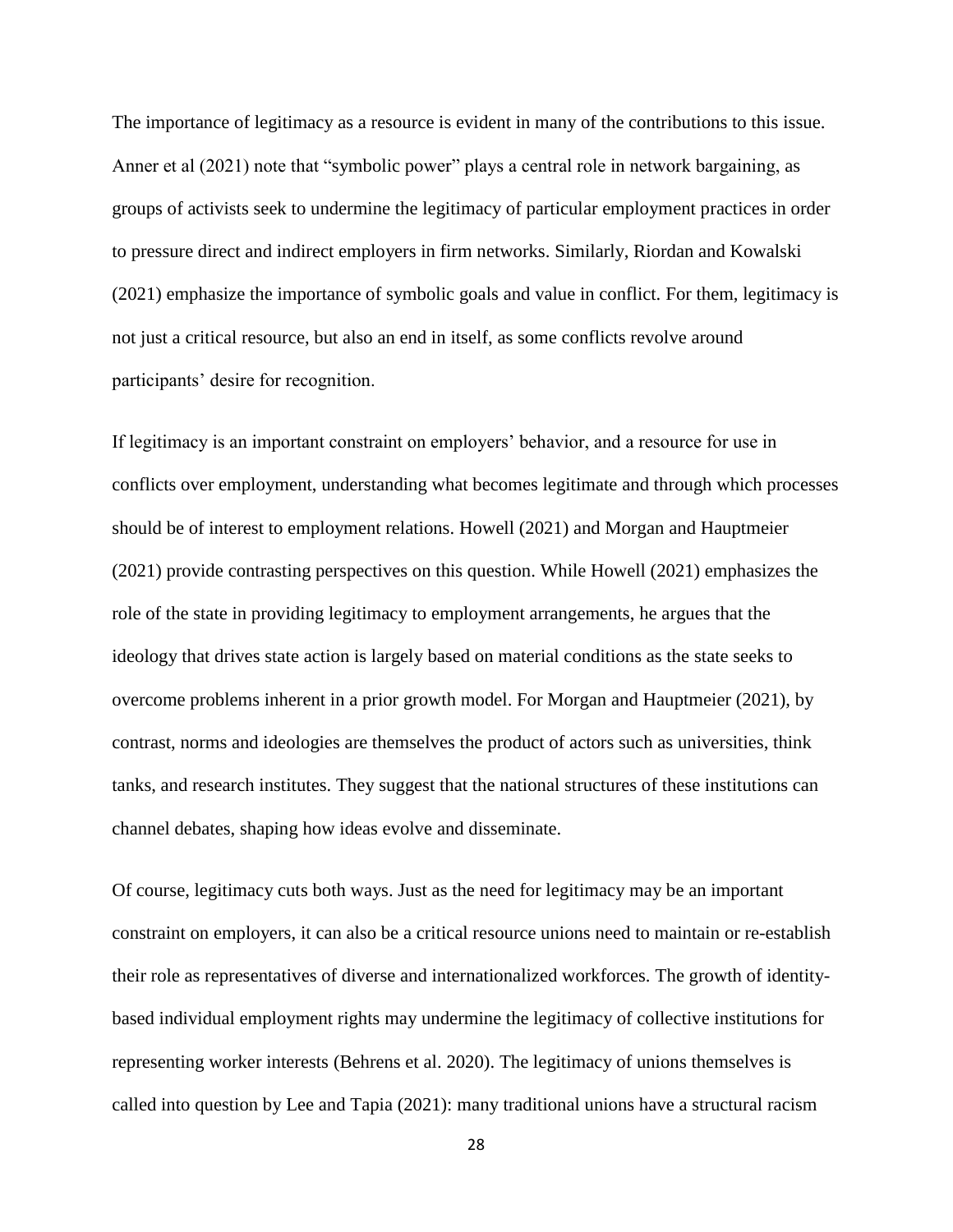The importance of legitimacy as a resource is evident in many of the contributions to this issue. Anner et al (2021) note that "symbolic power" plays a central role in network bargaining, as groups of activists seek to undermine the legitimacy of particular employment practices in order to pressure direct and indirect employers in firm networks. Similarly, Riordan and Kowalski (2021) emphasize the importance of symbolic goals and value in conflict. For them, legitimacy is not just a critical resource, but also an end in itself, as some conflicts revolve around participants' desire for recognition.

If legitimacy is an important constraint on employers' behavior, and a resource for use in conflicts over employment, understanding what becomes legitimate and through which processes should be of interest to employment relations. Howell (2021) and Morgan and Hauptmeier (2021) provide contrasting perspectives on this question. While Howell (2021) emphasizes the role of the state in providing legitimacy to employment arrangements, he argues that the ideology that drives state action is largely based on material conditions as the state seeks to overcome problems inherent in a prior growth model. For Morgan and Hauptmeier (2021), by contrast, norms and ideologies are themselves the product of actors such as universities, think tanks, and research institutes. They suggest that the national structures of these institutions can channel debates, shaping how ideas evolve and disseminate.

Of course, legitimacy cuts both ways. Just as the need for legitimacy may be an important constraint on employers, it can also be a critical resource unions need to maintain or re-establish their role as representatives of diverse and internationalized workforces. The growth of identity-based individual employment rights may undermine the legitimacy of collective institutions for representing worker interests (Behrens et al. 2020). The legitimacy of unions themselves is called into question by Lee and Tapia (2021): many traditional unions have a structural racism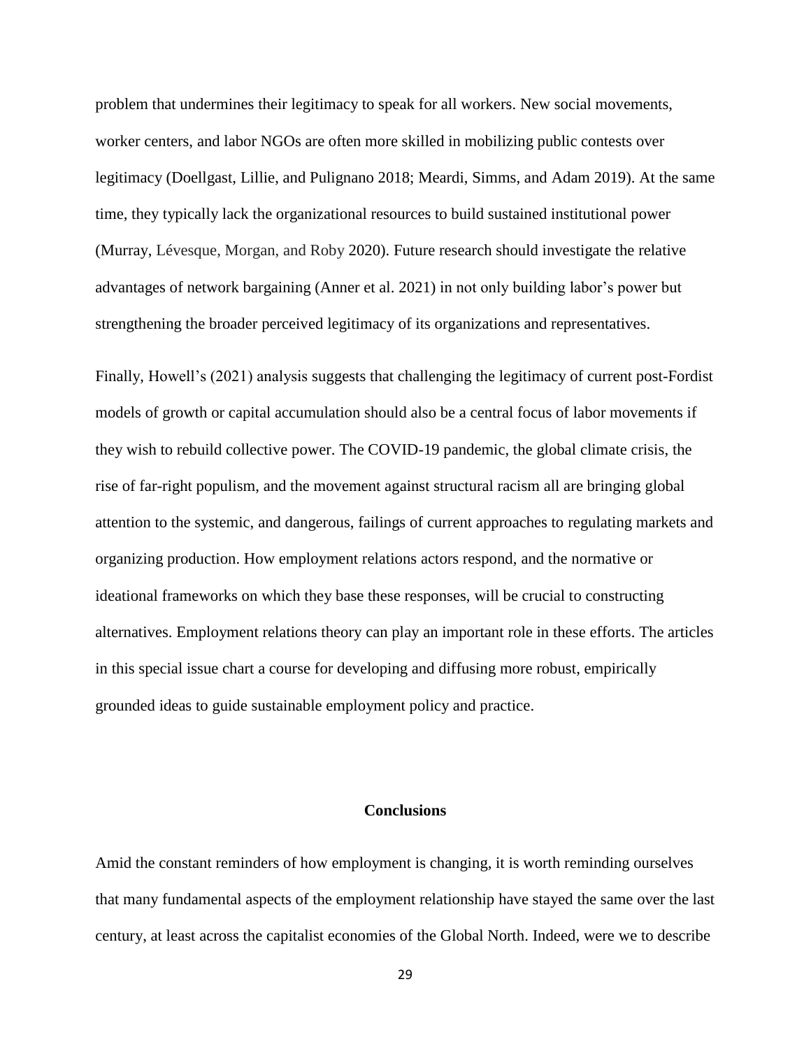problem that undermines their legitimacy to speak for all workers. New social movements, worker centers, and labor NGOs are often more skilled in mobilizing public contests over legitimacy (Doellgast, Lillie, and Pulignano 2018; Meardi, Simms, and Adam 2019). At the same time, they typically lack the organizational resources to build sustained institutional power (Murray, Lévesque, Morgan, and Roby 2020). Future research should investigate the relative advantages of network bargaining (Anner et al. 2021) in not only building labor's power but strengthening the broader perceived legitimacy of its organizations and representatives.

Finally, Howell's (2021) analysis suggests that challenging the legitimacy of current post-Fordist models of growth or capital accumulation should also be a central focus of labor movements if they wish to rebuild collective power. The COVID-19 pandemic, the global climate crisis, the rise of far-right populism, and the movement against structural racism all are bringing global attention to the systemic, and dangerous, failings of current approaches to regulating markets and organizing production. How employment relations actors respond, and the normative or ideational frameworks on which they base these responses, will be crucial to constructing alternatives. Employment relations theory can play an important role in these efforts. The articles in this special issue chart a course for developing and diffusing more robust, empirically grounded ideas to guide sustainable employment policy and practice.

## Conclusions

Amid the constant reminders of how employment is changing, it is worth reminding ourselves that many fundamental aspects of the employment relationship have stayed the same over the last century, at least across the capitalist economies of the Global North. Indeed, were we to describe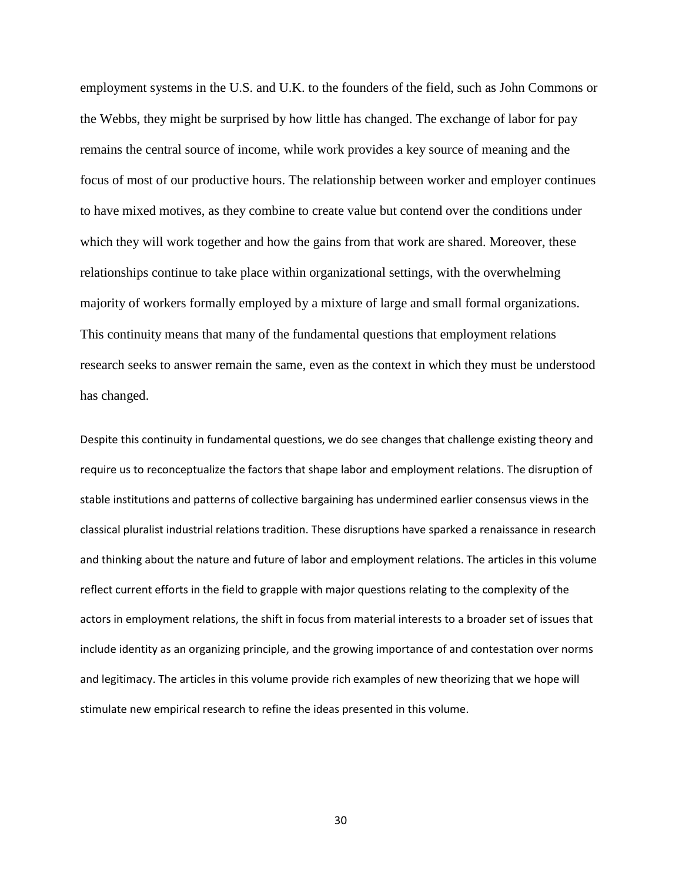employment systems in the U.S. and U.K. to the founders of the field, such as John Commons or the Webbs, they might be surprised by how little has changed. The exchange of labor for pay remains the central source of income, while work provides a key source of meaning and the focus of most of our productive hours. The relationship between worker and employer continues to have mixed motives, as they combine to create value but contend over the conditions under which they will work together and how the gains from that work are shared. Moreover, these relationships continue to take place within organizational settings, with the overwhelming majority of workers formally employed by a mixture of large and small formal organizations. This continuity means that many of the fundamental questions that employment relations research seeks to answer remain the same, even as the context in which they must be understood has changed.

Despite this continuity in fundamental questions, we do see changes that challenge existing theory and require us to reconceptualize the factors that shape labor and employment relations. The disruption of stable institutions and patterns of collective bargaining has undermined earlier consensus views in the classical pluralist industrial relations tradition. These disruptions have sparked a renaissance in research and thinking about the nature and future of labor and employment relations. The articles in this volume reflect current efforts in the field to grapple with major questions relating to the complexity of the actors in employment relations, the shift in focus from material interests to a broader set of issues that include identity as an organizing principle, and the growing importance of and contestation over norms and legitimacy. The articles in this volume provide rich examples of new theorizing that we hope will stimulate new empirical research to refine the ideas presented in this volume.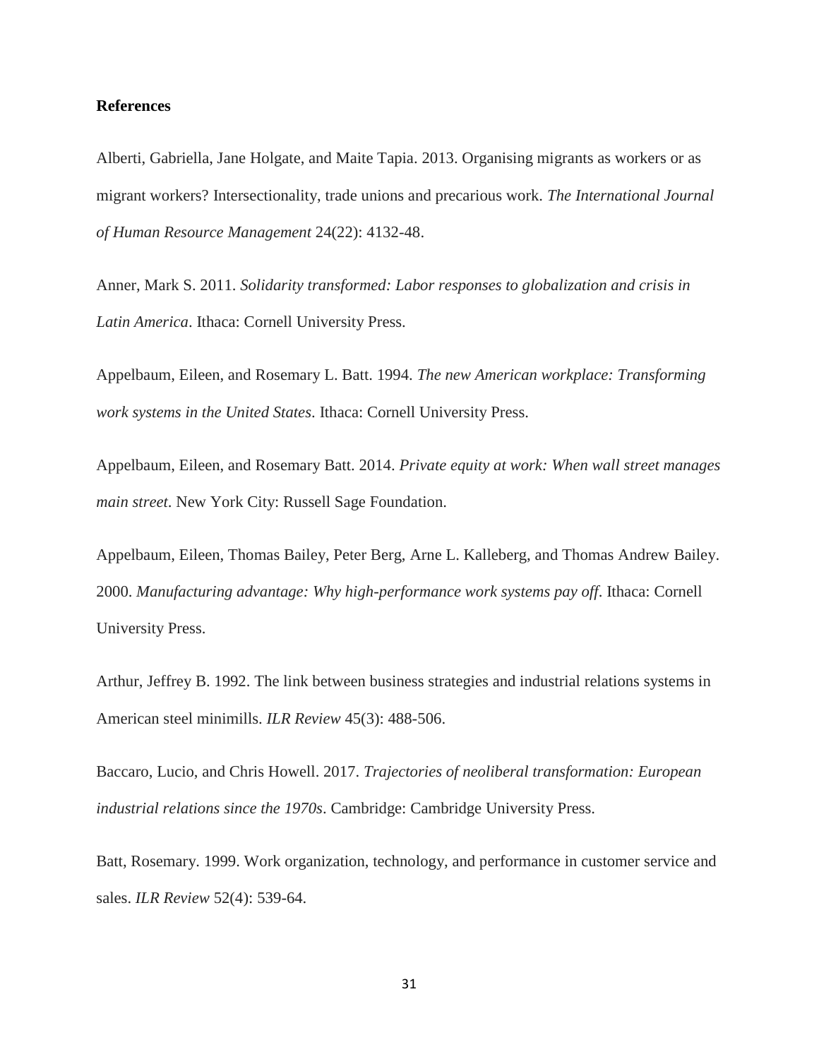**References**

Alberti, Gabriella, Jane Holgate, and Maite Tapia. 2013. Organising migrants as workers or as migrant workers? Intersectionality, trade unions and precarious work. *The International Journal of Human Resource Management* 24(22): 4132-48.

Anner, Mark S. 2011. *Solidarity transformed: Labor responses to globalization and crisis in Latin America*. Ithaca: Cornell University Press.

Appelbaum, Eileen, and Rosemary L. Batt. 1994. *The new American workplace: Transforming work systems in the United States*. Ithaca: Cornell University Press.

Appelbaum, Eileen, and Rosemary Batt. 2014. *Private equity at work: When wall street manages main street*. New York City: Russell Sage Foundation.

Appelbaum, Eileen, Thomas Bailey, Peter Berg, Arne L. Kalleberg, and Thomas Andrew Bailey. 2000. *Manufacturing advantage: Why high-performance work systems pay off*. Ithaca: Cornell University Press.

Arthur, Jeffrey B. 1992. The link between business strategies and industrial relations systems in American steel minimills. *ILR Review* 45(3): 488-506.

Baccaro, Lucio, and Chris Howell. 2017. *Trajectories of neoliberal transformation: European industrial relations since the 1970s*. Cambridge: Cambridge University Press.

Batt, Rosemary. 1999. Work organization, technology, and performance in customer service and sales. *ILR Review* 52(4): 539-64.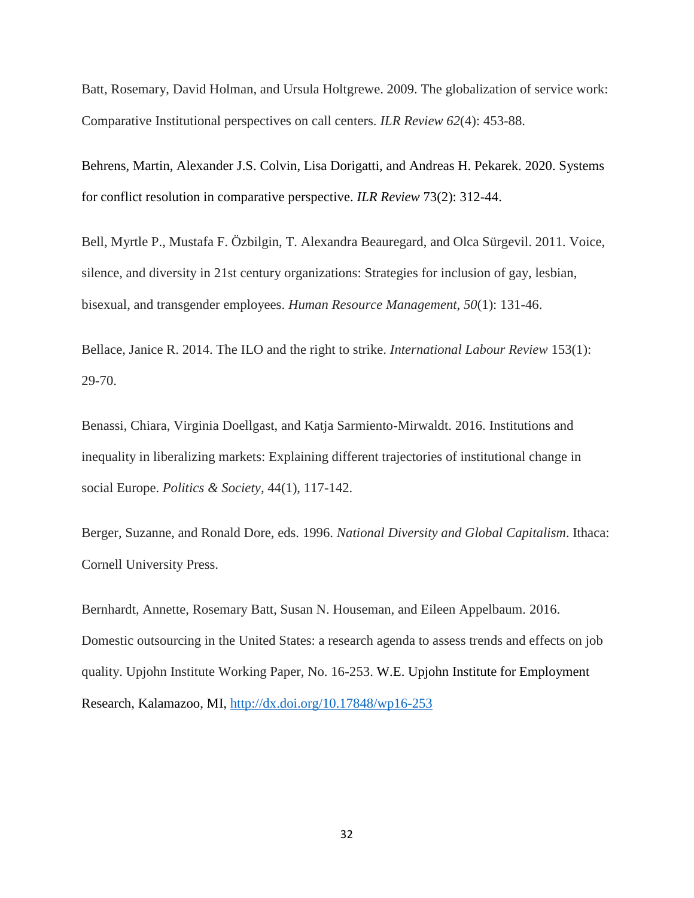Batt, Rosemary, David Holman, and Ursula Holtgrewe. 2009. The globalization of service work: Comparative Institutional perspectives on call centers. *ILR Review 62*(4): 453-88.

Behrens, Martin, Alexander J.S. Colvin, Lisa Dorigatti, and Andreas H. Pekarek. 2020. Systems for conflict resolution in comparative perspective. *ILR Review* 73(2): 312-44.

Bell, Myrtle P., Mustafa F. Özbilgin, T. Alexandra Beauregard, and Olca Sürgevil. 2011. Voice, silence, and diversity in 21st century organizations: Strategies for inclusion of gay, lesbian, bisexual, and transgender employees. *Human Resource Management, 50*(1): 131-46.

Bellace, Janice R. 2014. The ILO and the right to strike. *International Labour Review* 153(1): 29-70.

Benassi, Chiara, Virginia Doellgast, and Katja Sarmiento-Mirwaldt. 2016. Institutions and inequality in liberalizing markets: Explaining different trajectories of institutional change in social Europe. *Politics & Society*, 44(1), 117-142.

Berger, Suzanne, and Ronald Dore, eds. 1996. *National Diversity and Global Capitalism*. Ithaca: Cornell University Press.

Bernhardt, Annette, Rosemary Batt, Susan N. Houseman, and Eileen Appelbaum. 2016. Domestic outsourcing in the United States: a research agenda to assess trends and effects on job quality. Upjohn Institute Working Paper, No. 16-253. W.E. Upjohn Institute for Employment Research, Kalamazoo, MI, [http://dx.doi.org/10.17848/wp16-253](http://dx.doi.org/10.17848/wp16-253)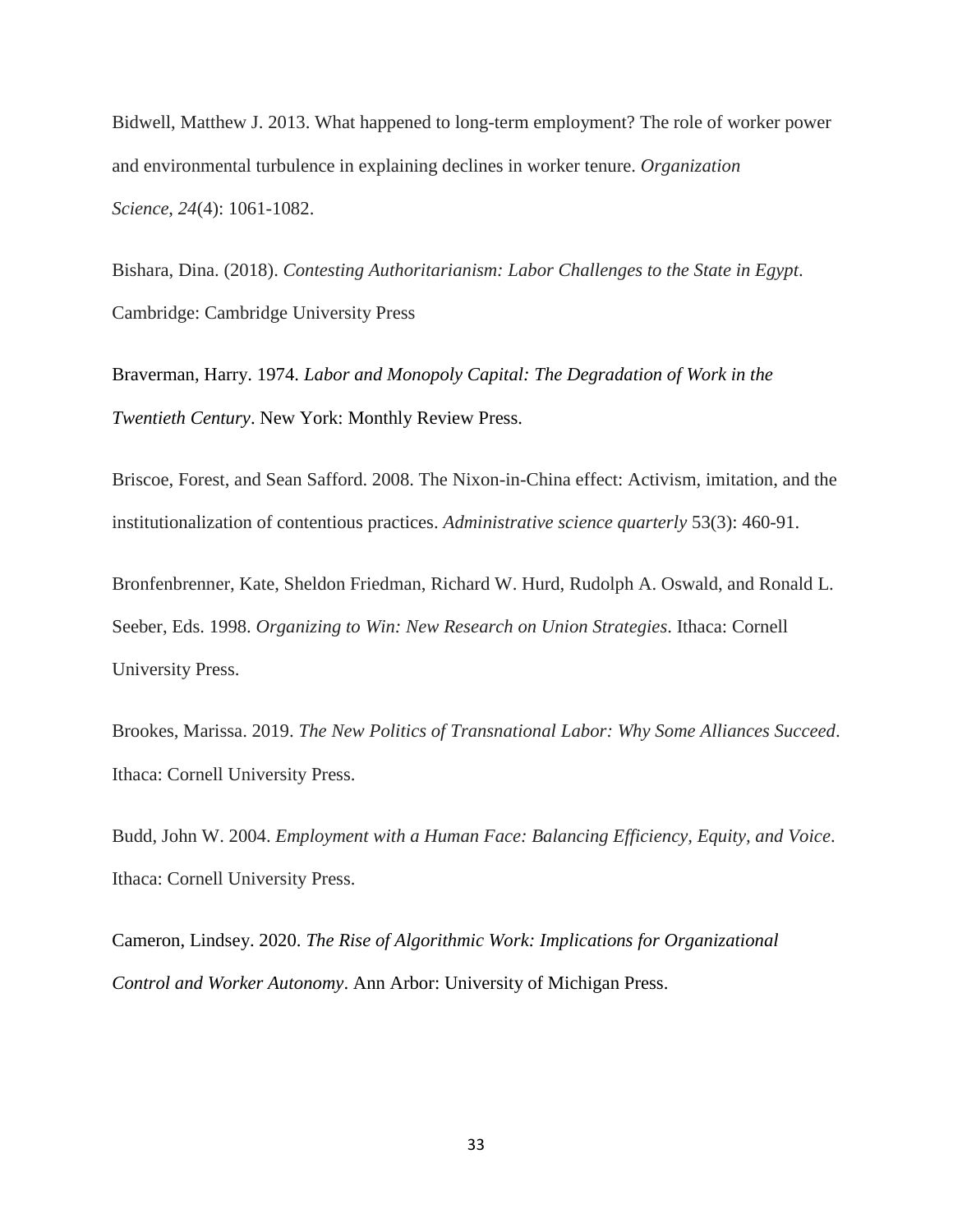Bidwell, Matthew J. 2013. What happened to long-term employment? The role of worker power and environmental turbulence in explaining declines in worker tenure. *Organization Science*, *24*(4): 1061-1082.

Bishara, Dina. (2018). *Contesting Authoritarianism: Labor Challenges to the State in Egypt*. Cambridge: Cambridge University Press

Braverman, Harry. 1974. *Labor and Monopoly Capital: The Degradation of Work in the Twentieth Century*. New York: Monthly Review Press.

Briscoe, Forest, and Sean Safford. 2008. The Nixon-in-China effect: Activism, imitation, and the institutionalization of contentious practices. *Administrative science quarterly* 53(3): 460-91.

Bronfenbrenner, Kate, Sheldon Friedman, Richard W. Hurd, Rudolph A. Oswald, and Ronald L. Seeber, Eds. 1998. *Organizing to Win: New Research on Union Strategies*. Ithaca: Cornell University Press.

Brookes, Marissa. 2019. *The New Politics of Transnational Labor: Why Some Alliances Succeed*. Ithaca: Cornell University Press.

Budd, John W. 2004. *Employment with a Human Face: Balancing Efficiency, Equity, and Voice*. Ithaca: Cornell University Press.

Cameron, Lindsey. 2020. *The Rise of Algorithmic Work: Implications for Organizational Control and Worker Autonomy*. Ann Arbor: University of Michigan Press.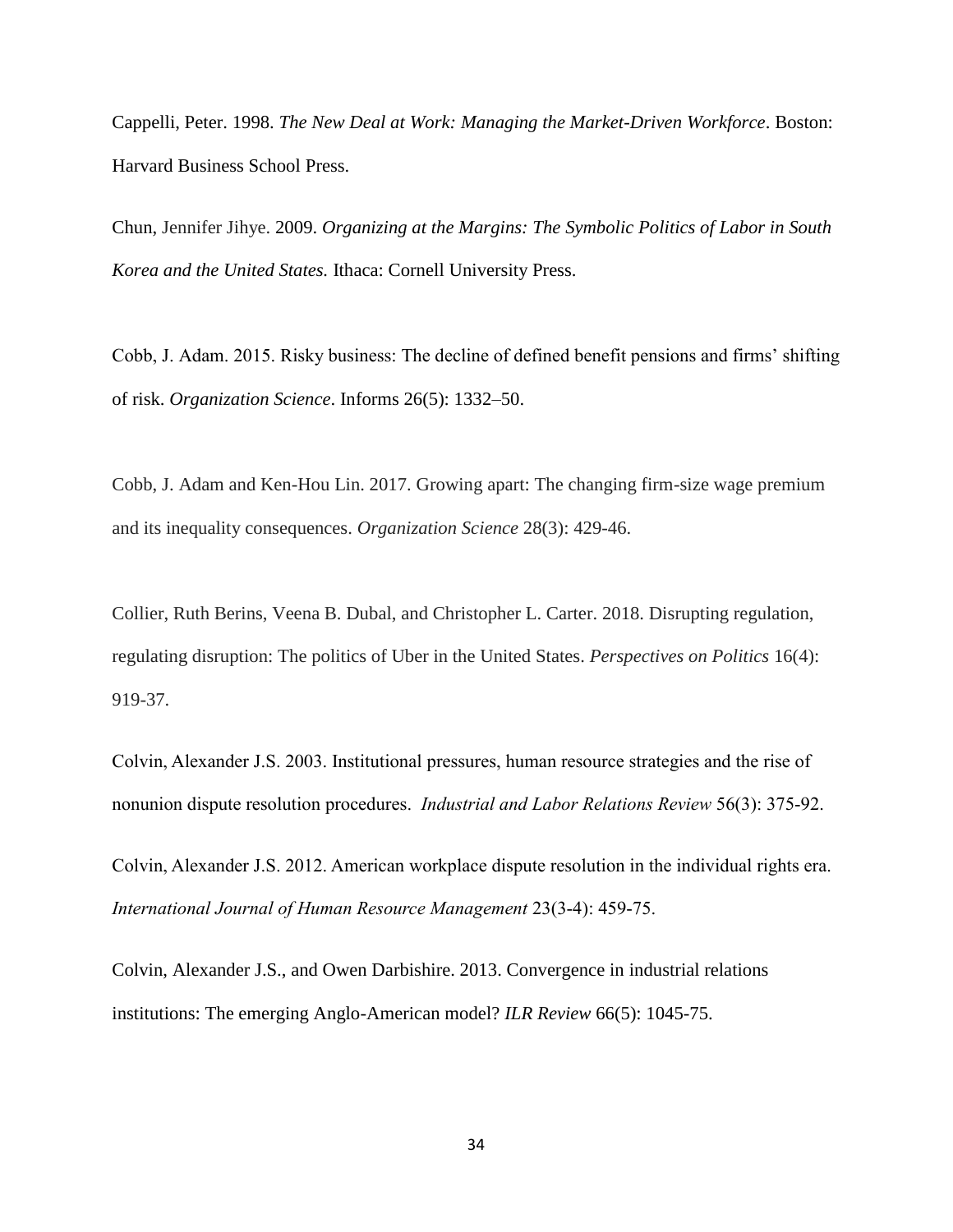Cappelli, Peter. 1998. *The New Deal at Work: Managing the Market-Driven Workforce*. Boston: Harvard Business School Press.

Chun, Jennifer Jihye. 2009. *Organizing at the Margins: The Symbolic Politics of Labor in South Korea and the United States.* Ithaca: Cornell University Press.

Cobb, J. Adam. 2015. Risky business: The decline of defined benefit pensions and firms' shifting of risk. *Organization Science*. Informs 26(5): 1332–50.

Cobb, J. Adam and Ken-Hou Lin. 2017. Growing apart: The changing firm-size wage premium and its inequality consequences. *Organization Science* 28(3): 429-46.

Collier, Ruth Berins, Veena B. Dubal, and Christopher L. Carter. 2018. Disrupting regulation, regulating disruption: The politics of Uber in the United States. *Perspectives on Politics* 16(4): 919-37.

Colvin, Alexander J.S. 2003. Institutional pressures, human resource strategies and the rise of nonunion dispute resolution procedures. *Industrial and Labor Relations Review* 56(3): 375-92.

Colvin, Alexander J.S. 2012. American workplace dispute resolution in the individual rights era. *International Journal of Human Resource Management* 23(3-4): 459-75.

Colvin, Alexander J.S., and Owen Darbishire. 2013. Convergence in industrial relations institutions: The emerging Anglo-American model? *ILR Review* 66(5): 1045-75.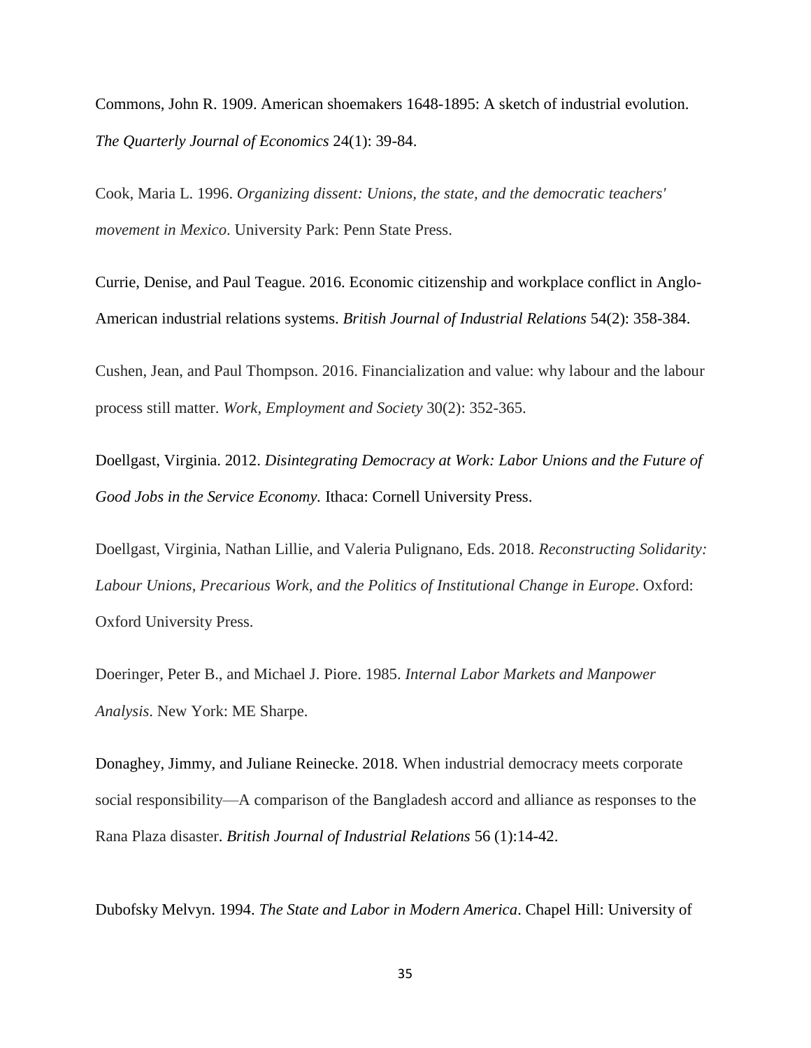Commons, John R. 1909. American shoemakers 1648-1895: A sketch of industrial evolution. *The Quarterly Journal of Economics* 24(1): 39-84.

Cook, Maria L. 1996. *Organizing dissent: Unions, the state, and the democratic teachers' movement in Mexico*. University Park: Penn State Press.

Currie, Denise, and Paul Teague. 2016. Economic citizenship and workplace conflict in Anglo-American industrial relations systems. *British Journal of Industrial Relations* 54(2): 358-384.

Cushen, Jean, and Paul Thompson. 2016. Financialization and value: why labour and the labour process still matter. *Work, Employment and Society* 30(2): 352-365.

Doellgast, Virginia. 2012. *Disintegrating Democracy at Work: Labor Unions and the Future of Good Jobs in the Service Economy.* Ithaca: Cornell University Press.

Doellgast, Virginia, Nathan Lillie, and Valeria Pulignano, Eds. 2018. *Reconstructing Solidarity: Labour Unions, Precarious Work, and the Politics of Institutional Change in Europe*. Oxford: Oxford University Press.

Doeringer, Peter B., and Michael J. Piore. 1985. *Internal Labor Markets and Manpower Analysis*. New York: ME Sharpe.

Donaghey, Jimmy, and Juliane Reinecke. 2018. When industrial democracy meets corporate social responsibility—A comparison of the Bangladesh accord and alliance as responses to the Rana Plaza disaster. *British Journal of Industrial Relations* 56 (1):14-42.

Dubofsky Melvyn. 1994. *The State and Labor in Modern America*. Chapel Hill: University of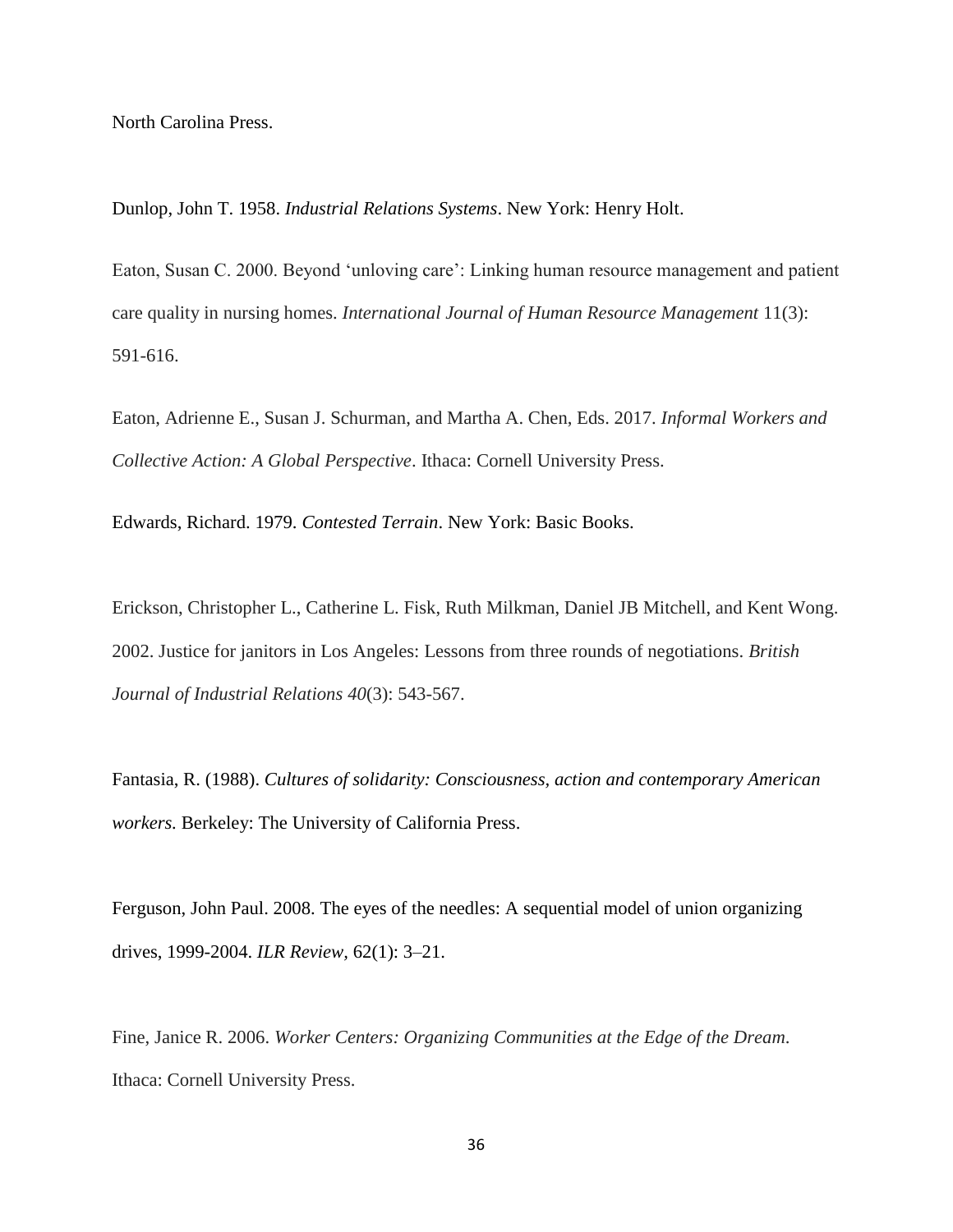North Carolina Press.

Dunlop, John T. 1958. *Industrial Relations Systems*. New York: Henry Holt.

Eaton, Susan C. 2000. Beyond 'unloving care': Linking human resource management and patient care quality in nursing homes. *International Journal of Human Resource Management* 11(3): 591-616.

Eaton, Adrienne E., Susan J. Schurman, and Martha A. Chen, Eds. 2017. *Informal Workers and Collective Action: A Global Perspective*. Ithaca: Cornell University Press.

Edwards, Richard. 1979. *Contested Terrain*. New York: Basic Books.

Erickson, Christopher L., Catherine L. Fisk, Ruth Milkman, Daniel JB Mitchell, and Kent Wong. 2002. Justice for janitors in Los Angeles: Lessons from three rounds of negotiations. *British Journal of Industrial Relations 40*(3): 543-567.

Fantasia, R. (1988). *Cultures of solidarity: Consciousness, action and contemporary American workers.* Berkeley: The University of California Press.

Ferguson, John Paul. 2008. The eyes of the needles: A sequential model of union organizing drives, 1999-2004. *ILR Review*, 62(1): 3–21.

Fine, Janice R. 2006. *Worker Centers: Organizing Communities at the Edge of the Dream*. Ithaca: Cornell University Press.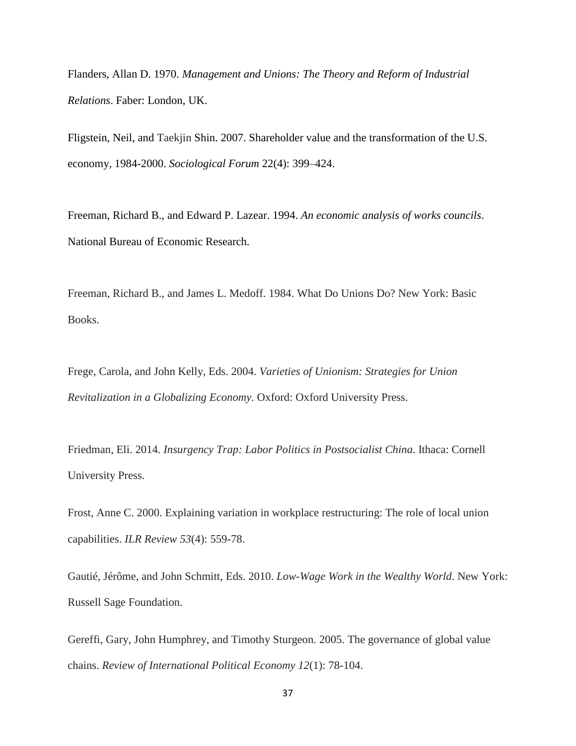Flanders, Allan D. 1970. *Management and Unions: The Theory and Reform of Industrial Relations*. Faber: London, UK.

Fligstein, Neil, and Taekjin Shin. 2007. Shareholder value and the transformation of the U.S. economy, 1984-2000. *Sociological Forum* 22(4): 399–424.

Freeman, Richard B., and Edward P. Lazear. 1994. *An economic analysis of works councils*. National Bureau of Economic Research.

Freeman, Richard B., and James L. Medoff. 1984. What Do Unions Do? New York: Basic Books.

Frege, Carola, and John Kelly, Eds. 2004. *Varieties of Unionism: Strategies for Union Revitalization in a Globalizing Economy*. Oxford: Oxford University Press.

Friedman, Eli. 2014. *Insurgency Trap: Labor Politics in Postsocialist China*. Ithaca: Cornell University Press.

Frost, Anne C. 2000. Explaining variation in workplace restructuring: The role of local union capabilities. *ILR Review 53*(4): 559-78.

Gautié, Jérôme, and John Schmitt, Eds. 2010. *Low-Wage Work in the Wealthy World*. New York: Russell Sage Foundation.

Gereffi, Gary, John Humphrey, and Timothy Sturgeon. 2005. The governance of global value chains. *Review of International Political Economy 12*(1): 78-104.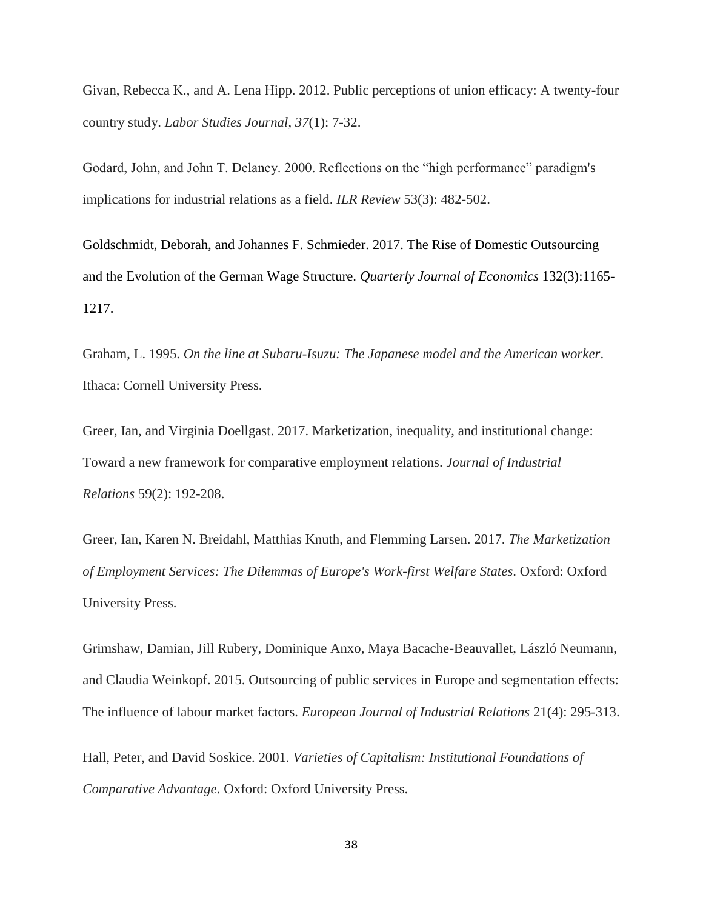Givan, Rebecca K., and A. Lena Hipp. 2012. Public perceptions of union efficacy: A twenty-four country study. *Labor Studies Journal*, *37*(1): 7-32.

Godard, John, and John T. Delaney. 2000. Reflections on the "high performance" paradigm's implications for industrial relations as a field. *ILR Review* 53(3): 482-502.

Goldschmidt, Deborah, and Johannes F. Schmieder. 2017. The Rise of Domestic Outsourcing and the Evolution of the German Wage Structure. *Quarterly Journal of Economics* 132(3):1165-1217.

Graham, L. 1995. *On the line at Subaru-Isuzu: The Japanese model and the American worker*. Ithaca: Cornell University Press.

Greer, Ian, and Virginia Doellgast. 2017. Marketization, inequality, and institutional change: Toward a new framework for comparative employment relations. *Journal of Industrial Relations* 59(2): 192-208.

Greer, Ian, Karen N. Breidahl, Matthias Knuth, and Flemming Larsen. 2017. *The Marketization of Employment Services: The Dilemmas of Europe's Work-first Welfare States*. Oxford: Oxford University Press.

Grimshaw, Damian, Jill Rubery, Dominique Anxo, Maya Bacache-Beauvallet, László Neumann, and Claudia Weinkopf. 2015. Outsourcing of public services in Europe and segmentation effects: The influence of labour market factors. *European Journal of Industrial Relations* 21(4): 295-313.

Hall, Peter, and David Soskice. 2001. *Varieties of Capitalism: Institutional Foundations of Comparative Advantage*. Oxford: Oxford University Press.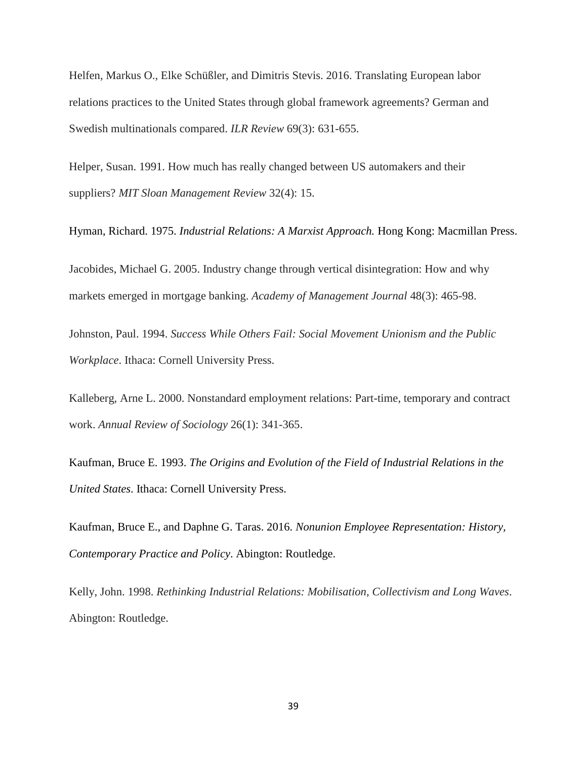Helfen, Markus O., Elke Schüßler, and Dimitris Stevis. 2016. Translating European labor relations practices to the United States through global framework agreements? German and Swedish multinationals compared. *ILR Review* 69(3): 631-655.

Helper, Susan. 1991. How much has really changed between US automakers and their suppliers? *MIT Sloan Management Review* 32(4): 15.

Hyman, Richard. 1975. *Industrial Relations: A Marxist Approach.* Hong Kong: Macmillan Press.

Jacobides, Michael G. 2005. Industry change through vertical disintegration: How and why markets emerged in mortgage banking. *Academy of Management Journal* 48(3): 465-98.

Johnston, Paul. 1994. *Success While Others Fail: Social Movement Unionism and the Public Workplace*. Ithaca: Cornell University Press.

Kalleberg, Arne L. 2000. Nonstandard employment relations: Part-time, temporary and contract work. *Annual Review of Sociology* 26(1): 341-365.

Kaufman, Bruce E. 1993. *The Origins and Evolution of the Field of Industrial Relations in the United States*. Ithaca: Cornell University Press.

Kaufman, Bruce E., and Daphne G. Taras. 2016. *Nonunion Employee Representation: History, Contemporary Practice and Policy*. Abington: Routledge.

Kelly, John. 1998. *Rethinking Industrial Relations: Mobilisation, Collectivism and Long Waves*. Abington: Routledge.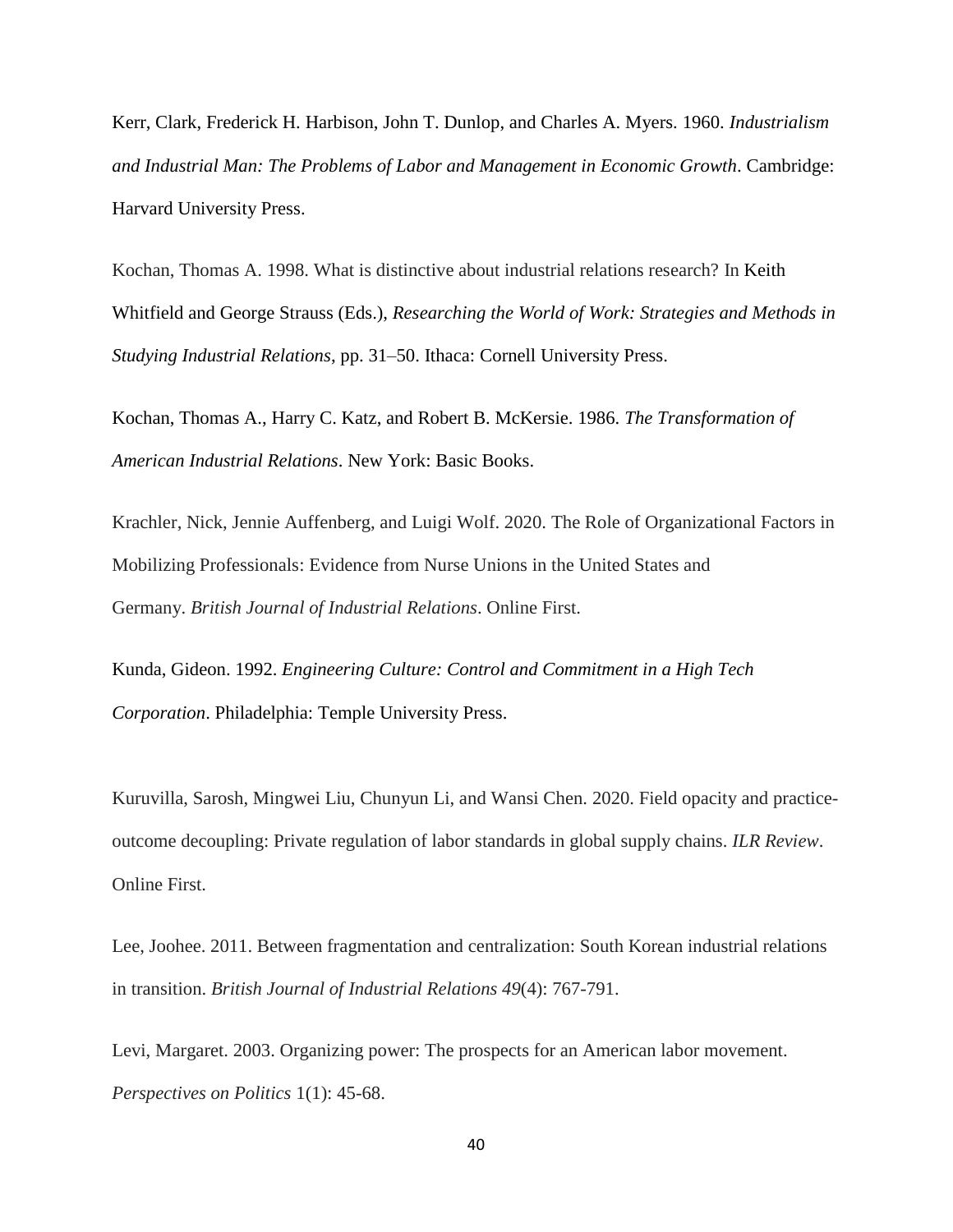Kerr, Clark, Frederick H. Harbison, John T. Dunlop, and Charles A. Myers. 1960. *Industrialism and Industrial Man: The Problems of Labor and Management in Economic Growth*. Cambridge: Harvard University Press.

Kochan, Thomas A. 1998. What is distinctive about industrial relations research? In Keith Whitfield and George Strauss (Eds.), *Researching the World of Work: Strategies and Methods in Studying Industrial Relations*, pp. 31–50. Ithaca: Cornell University Press.

Kochan, Thomas A., Harry C. Katz, and Robert B. McKersie. 1986. *The Transformation of American Industrial Relations*. New York: Basic Books.

Krachler, Nick, Jennie Auffenberg, and Luigi Wolf. 2020. The Role of Organizational Factors in Mobilizing Professionals: Evidence from Nurse Unions in the United States and Germany. *British Journal of Industrial Relations*. Online First.

Kunda, Gideon. 1992. *Engineering Culture: Control and Commitment in a High Tech Corporation*. Philadelphia: Temple University Press.

Kuruvilla, Sarosh, Mingwei Liu, Chunyun Li, and Wansi Chen. 2020. Field opacity and practice-outcome decoupling: Private regulation of labor standards in global supply chains. *ILR Review*. Online First.

Lee, Joohee. 2011. Between fragmentation and centralization: South Korean industrial relations in transition. *British Journal of Industrial Relations 49*(4): 767-791.

Levi, Margaret. 2003. Organizing power: The prospects for an American labor movement. *Perspectives on Politics* 1(1): 45-68.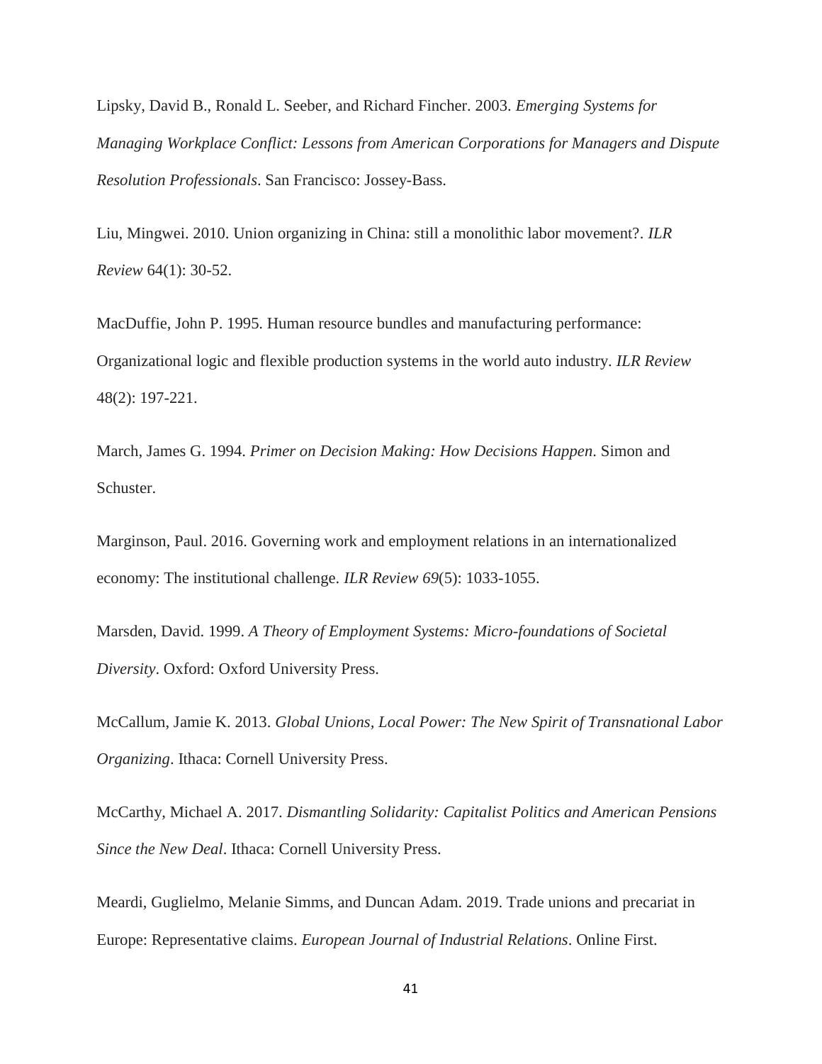Lipsky, David B., Ronald L. Seeber, and Richard Fincher. 2003. *Emerging Systems for Managing Workplace Conflict: Lessons from American Corporations for Managers and Dispute Resolution Professionals*. San Francisco: Jossey-Bass.

Liu, Mingwei. 2010. Union organizing in China: still a monolithic labor movement?. *ILR Review* 64(1): 30-52.

MacDuffie, John P. 1995. Human resource bundles and manufacturing performance: Organizational logic and flexible production systems in the world auto industry. *ILR Review* 48(2): 197-221.

March, James G. 1994. *Primer on Decision Making: How Decisions Happen*. Simon and Schuster.

Marginson, Paul. 2016. Governing work and employment relations in an internationalized economy: The institutional challenge. *ILR Review 69*(5): 1033-1055.

Marsden, David. 1999. *A Theory of Employment Systems: Micro-foundations of Societal Diversity*. Oxford: Oxford University Press.

McCallum, Jamie K. 2013. *Global Unions, Local Power: The New Spirit of Transnational Labor Organizing*. Ithaca: Cornell University Press.

McCarthy, Michael A. 2017. *Dismantling Solidarity: Capitalist Politics and American Pensions Since the New Deal*. Ithaca: Cornell University Press.

Meardi, Guglielmo, Melanie Simms, and Duncan Adam. 2019. Trade unions and precariat in Europe: Representative claims. *European Journal of Industrial Relations*. Online First.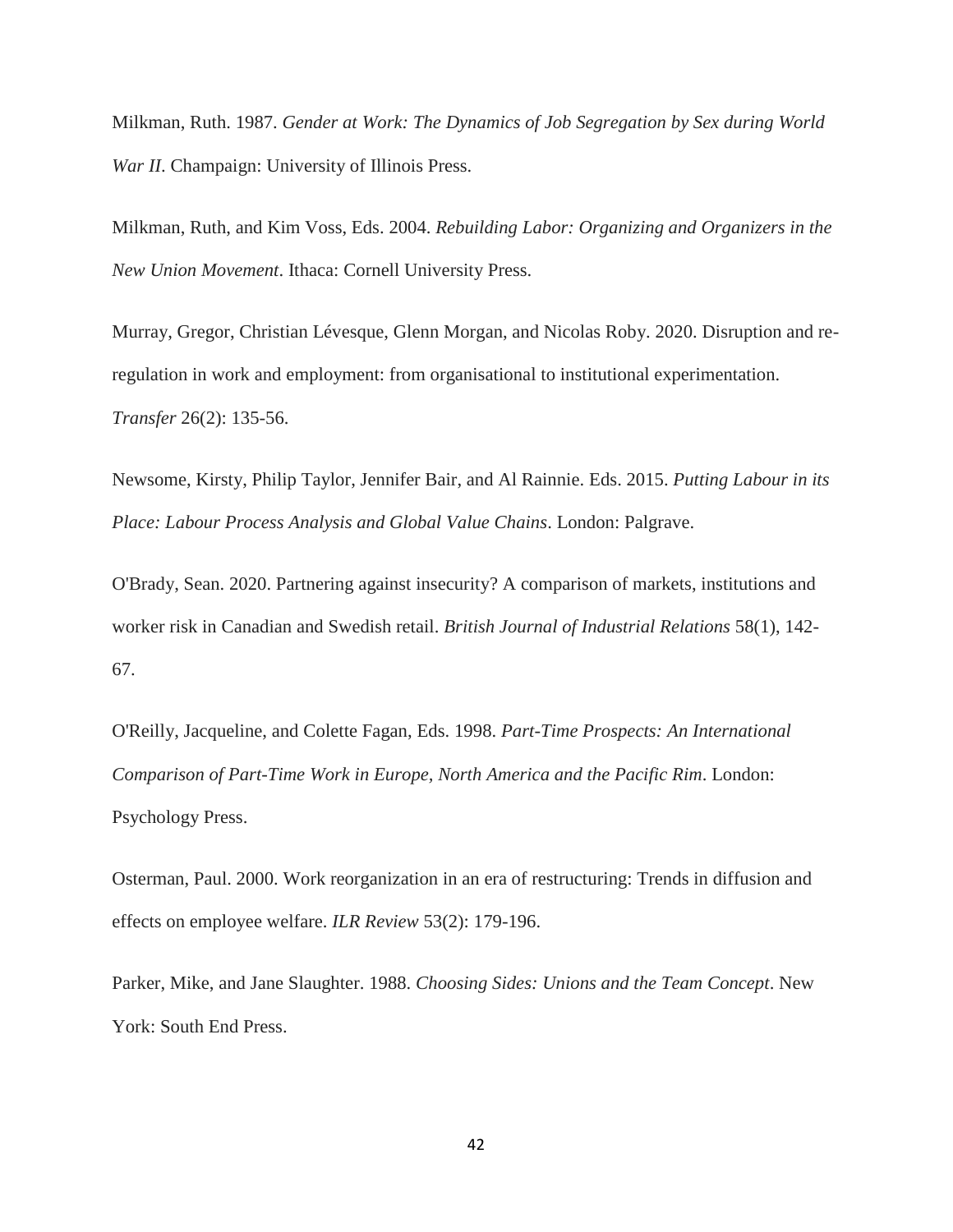Milkman, Ruth. 1987. *Gender at Work: The Dynamics of Job Segregation by Sex during World War II*. Champaign: University of Illinois Press.

Milkman, Ruth, and Kim Voss, Eds. 2004. *Rebuilding Labor: Organizing and Organizers in the New Union Movement*. Ithaca: Cornell University Press.

Murray, Gregor, Christian Lévesque, Glenn Morgan, and Nicolas Roby. 2020. Disruption and re-regulation in work and employment: from organisational to institutional experimentation. *Transfer* 26(2): 135-56.

Newsome, Kirsty, Philip Taylor, Jennifer Bair, and Al Rainnie. Eds. 2015. *Putting Labour in its Place: Labour Process Analysis and Global Value Chains*. London: Palgrave.

O'Brady, Sean. 2020. Partnering against insecurity? A comparison of markets, institutions and worker risk in Canadian and Swedish retail. *British Journal of Industrial Relations* 58(1), 142-67.

O'Reilly, Jacqueline, and Colette Fagan, Eds. 1998. *Part-Time Prospects: An International Comparison of Part-Time Work in Europe, North America and the Pacific Rim*. London: Psychology Press.

Osterman, Paul. 2000. Work reorganization in an era of restructuring: Trends in diffusion and effects on employee welfare. *ILR Review* 53(2): 179-196.

Parker, Mike, and Jane Slaughter. 1988. *Choosing Sides: Unions and the Team Concept*. New York: South End Press.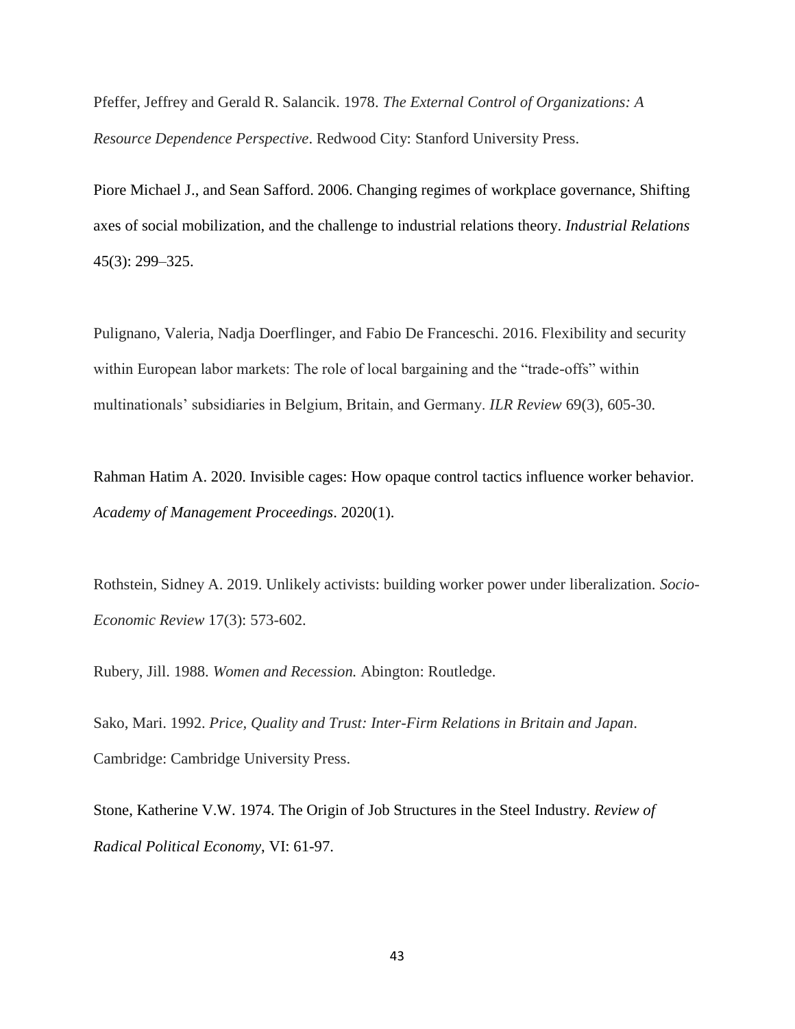Pfeffer, Jeffrey and Gerald R. Salancik. 1978. *The External Control of Organizations: A Resource Dependence Perspective*. Redwood City: Stanford University Press.

Piore Michael J., and Sean Safford. 2006. Changing regimes of workplace governance, Shifting axes of social mobilization, and the challenge to industrial relations theory. *Industrial Relations* 45(3): 299–325.

Pulignano, Valeria, Nadja Doerflinger, and Fabio De Franceschi. 2016. Flexibility and security within European labor markets: The role of local bargaining and the "trade-offs" within multinationals' subsidiaries in Belgium, Britain, and Germany. *ILR Review* 69(3), 605-30.

Rahman Hatim A. 2020. Invisible cages: How opaque control tactics influence worker behavior. *Academy of Management Proceedings*. 2020(1).

Rothstein, Sidney A. 2019. Unlikely activists: building worker power under liberalization. *Socio-Economic Review* 17(3): 573-602.

Rubery, Jill. 1988. *Women and Recession.* Abington: Routledge.

Sako, Mari. 1992. *Price, Quality and Trust: Inter-Firm Relations in Britain and Japan*. Cambridge: Cambridge University Press.

Stone, Katherine V.W. 1974. The Origin of Job Structures in the Steel Industry. *Review of Radical Political Economy*, VI: 61-97.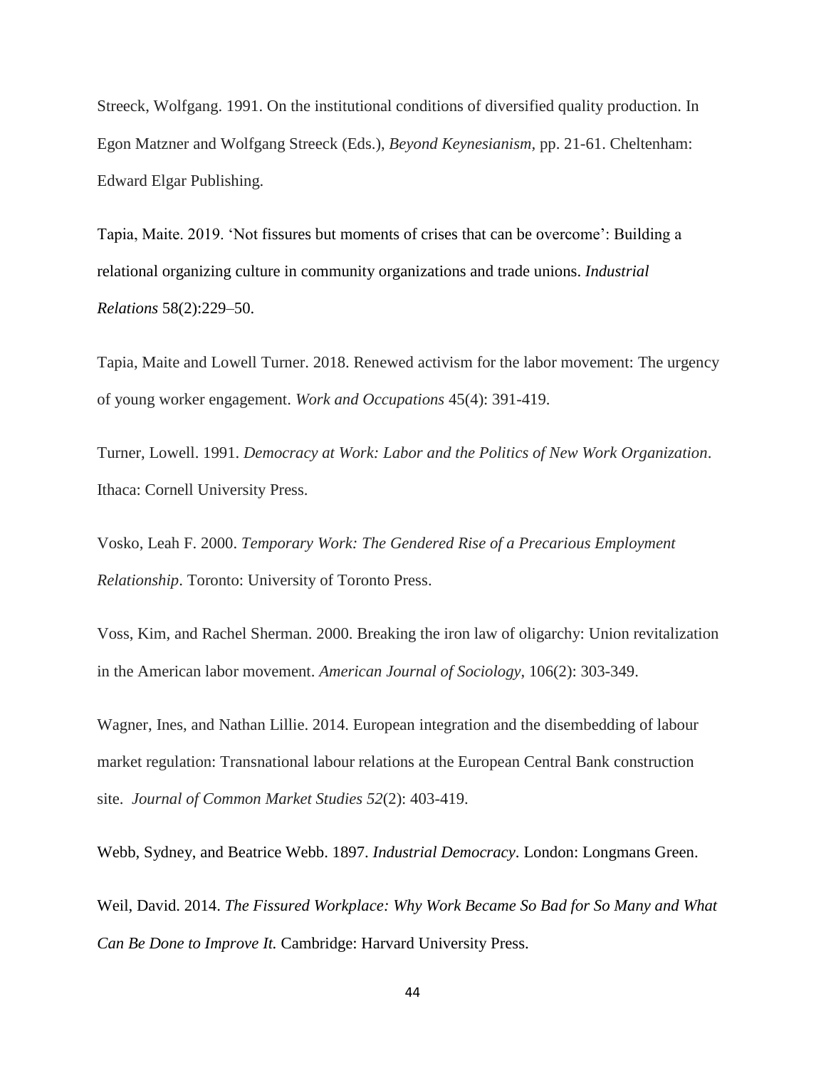Streeck, Wolfgang. 1991. On the institutional conditions of diversified quality production. In Egon Matzner and Wolfgang Streeck (Eds.), *Beyond Keynesianism*, pp. 21-61. Cheltenham: Edward Elgar Publishing.

Tapia, Maite. 2019. 'Not fissures but moments of crises that can be overcome': Building a relational organizing culture in community organizations and trade unions. *Industrial Relations* 58(2):229–50.

Tapia, Maite and Lowell Turner. 2018. Renewed activism for the labor movement: The urgency of young worker engagement. *Work and Occupations* 45(4): 391-419.

Turner, Lowell. 1991. *Democracy at Work: Labor and the Politics of New Work Organization*. Ithaca: Cornell University Press.

Vosko, Leah F. 2000. *Temporary Work: The Gendered Rise of a Precarious Employment Relationship*. Toronto: University of Toronto Press.

Voss, Kim, and Rachel Sherman. 2000. Breaking the iron law of oligarchy: Union revitalization in the American labor movement. *American Journal of Sociology*, 106(2): 303-349.

Wagner, Ines, and Nathan Lillie. 2014. European integration and the disembedding of labour market regulation: Transnational labour relations at the European Central Bank construction site. *Journal of Common Market Studies 52*(2): 403-419.

Webb, Sydney, and Beatrice Webb. 1897. *Industrial Democracy*. London: Longmans Green.

Weil, David. 2014. *The Fissured Workplace: Why Work Became So Bad for So Many and What Can Be Done to Improve It.* Cambridge: Harvard University Press.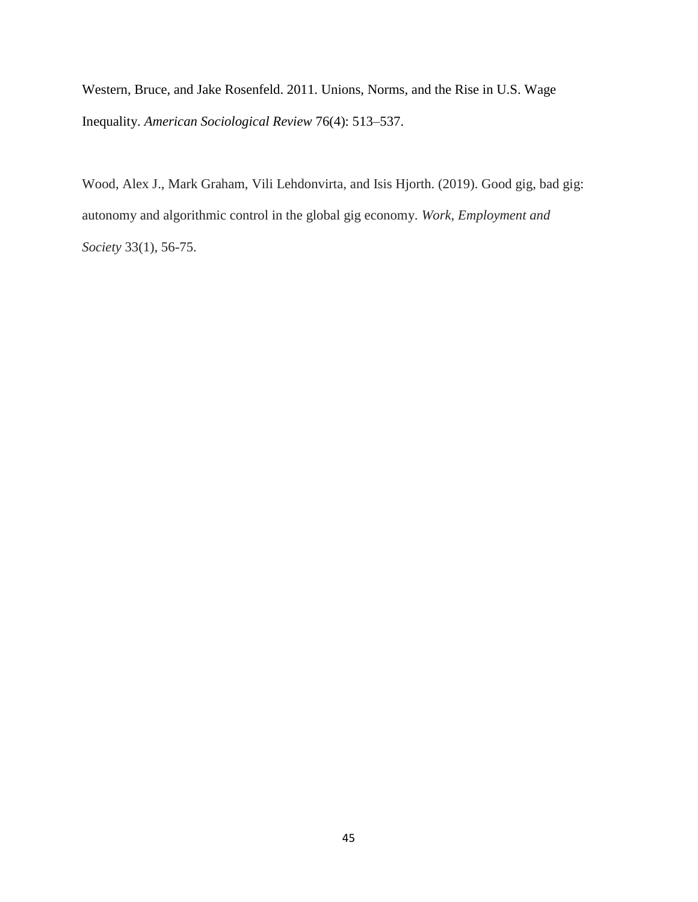Western, Bruce, and Jake Rosenfeld. 2011. Unions, Norms, and the Rise in U.S. Wage Inequality. *American Sociological Review* 76(4): 513–537.

Wood, Alex J., Mark Graham, Vili Lehdonvirta, and Isis Hjorth. (2019). Good gig, bad gig: autonomy and algorithmic control in the global gig economy. *Work, Employment and Society* 33(1), 56-75.